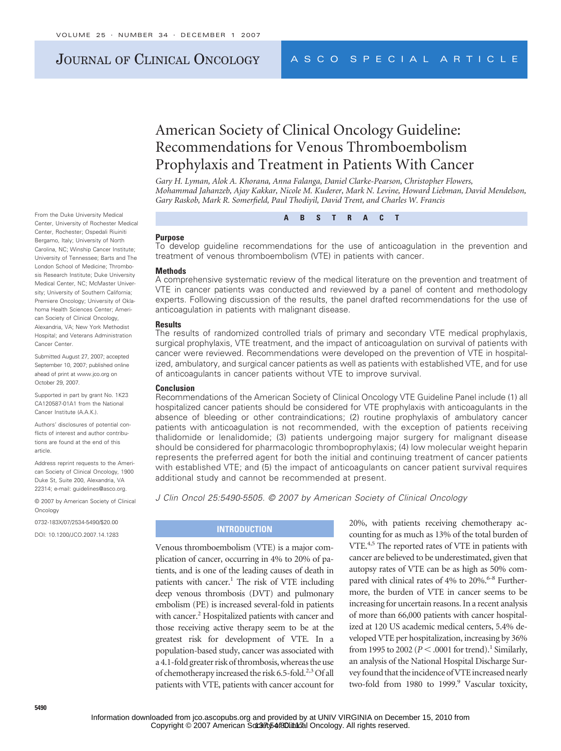ASCO SPECIAL ARTICLE

# American Society of Clinical Oncology Guideline: Recommendations for Venous Thromboembolism Prophylaxis and Treatment in Patients With Cancer

*Gary H. Lyman, Alok A. Khorana, Anna Falanga, Daniel Clarke-Pearson, Christopher Flowers, Mohammad Jahanzeb, Ajay Kakkar, Nicole M. Kuderer, Mark N. Levine, Howard Liebman, David Mendelson, Gary Raskob, Mark R. Somerfield, Paul Thodiyil, David Trent, and Charles W. Francis*

From the Duke University Medical Center, University of Rochester Medical Center, Rochester; Ospedali Riuiniti Bergamo, Italy; University of North Carolina, NC; Winship Cancer Institute; University of Tennessee; Barts and The London School of Medicine; Thrombosis Research Institute; Duke University Medical Center, NC; McMaster University; University of Southern California; Premiere Oncology; University of Oklahoma Health Sciences Center; American Society of Clinical Oncology, Alexandria, VA; New York Methodist Hospital; and Veterans Administration Cancer Center.

Submitted August 27, 2007; accepted September 10, 2007; published online ahead of print at www.jco.org on October 29, 2007.

Supported in part by grant No. 1K23 CA120587-01A1 from the National Cancer Institute (A.A.K.).

Authors' disclosures of potential conflicts of interest and author contributions are found at the end of this article.

Address reprint requests to the American Society of Clinical Oncology, 1900 Duke St, Suite 200, Alexandria, VA 22314; e-mail: guidelines@asco.org.

© 2007 by American Society of Clinical Oncology

0732-183X/07/2534-5490/$20.00

DOI: 10.1200/JCO.2007.14.1283

## ABSTRACT

### Purpose

To develop guideline recommendations for the use of anticoagulation in the prevention and treatment of venous thromboembolism (VTE) in patients with cancer.

### Methods

A comprehensive systematic review of the medical literature on the prevention and treatment of VTE in cancer patients was conducted and reviewed by a panel of content and methodology experts. Following discussion of the results, the panel drafted recommendations for the use of anticoagulation in patients with malignant disease.

### Results

The results of randomized controlled trials of primary and secondary VTE medical prophylaxis, surgical prophylaxis, VTE treatment, and the impact of anticoagulation on survival of patients with cancer were reviewed. Recommendations were developed on the prevention of VTE in hospitalized, ambulatory, and surgical cancer patients as well as patients with established VTE, and for use of anticoagulants in cancer patients without VTE to improve survival.

### Conclusion

Recommendations of the American Society of Clinical Oncology VTE Guideline Panel include (1) all hospitalized cancer patients should be considered for VTE prophylaxis with anticoagulants in the absence of bleeding or other contraindications; (2) routine prophylaxis of ambulatory cancer patients with anticoagulation is not recommended, with the exception of patients receiving thalidomide or lenalidomide; (3) patients undergoing major surgery for malignant disease should be considered for pharmacologic thromboprophylaxis; (4) low molecular weight heparin represents the preferred agent for both the initial and continuing treatment of cancer patients with established VTE; and (5) the impact of anticoagulants on cancer patient survival requires additional study and cannot be recommended at present.

*J Clin Oncol 25:5490-5505. © 2007 by American Society of Clinical Oncology*

## INTRODUCTION

Venous thromboembolism (VTE) is a major complication of cancer, occurring in 4% to 20% of patients, and is one of the leading causes of death in patients with cancer.[1] The risk of VTE including deep venous thrombosis (DVT) and pulmonary embolism (PE) is increased several-fold in patients with cancer.[2] Hospitalized patients with cancer and those receiving active therapy seem to be at the greatest risk for development of VTE. In a population-based study, cancer was associated with a 4.1-fold greater risk of thrombosis, whereas the use of chemotherapy increased the risk 6.5-fold.[2,3] Of all patients with VTE, patients with cancer account for 20%, with patients receiving chemotherapy accounting for as much as 13% of the total burden of VTE.[4,5] The reported rates of VTE in patients with cancer are believed to be underestimated, given that autopsy rates of VTE can be as high as 50% compared with clinical rates of 4% to 20%.[6-8] Furthermore, the burden of VTE in cancer seems to be increasing for uncertain reasons. In a recent analysis of more than 66,000 patients with cancer hospitalized at 120 US academic medical centers, 5.4% developed VTE per hospitalization, increasing by 36% from 1995 to 2002 ($P < .0001$ for trend).[1] Similarly, an analysis of the National Hospital Discharge Survey found that the incidence of VTE increased nearly two-fold from 1980 to 1999.[9] Vascular toxicity,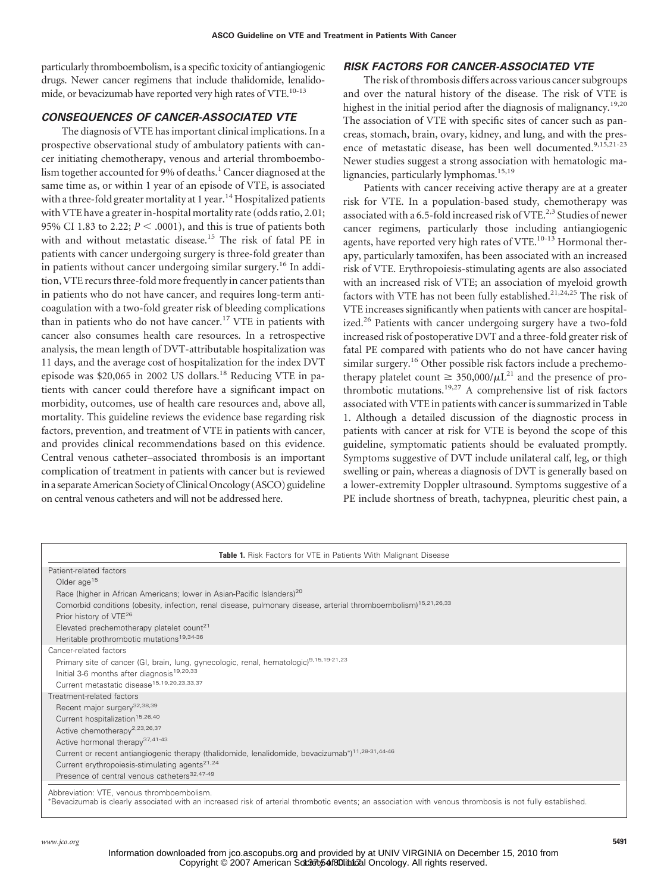particularly thromboembolism, is a specific toxicity of antiangiogenic drugs. Newer cancer regimens that include thalidomide, lenalidomide, or bevacizumab have reported very high rates of VTE.[10-13]

### CONSEQUENCES OF CANCER-ASSOCIATED VTE

The diagnosis of VTE has important clinical implications. In a prospective observational study of ambulatory patients with cancer initiating chemotherapy, venous and arterial thromboembolism together accounted for 9% of deaths.[1] Cancer diagnosed at the same time as, or within 1 year of an episode of VTE, is associated with a three-fold greater mortality at 1 year.[14] Hospitalized patients with VTE have a greater in-hospital mortality rate (odds ratio, 2.01; 95% CI 1.83 to 2.22; $P < .0001$), and this is true of patients both with and without metastatic disease.[15] The risk of fatal PE in patients with cancer undergoing surgery is three-fold greater than in patients without cancer undergoing similar surgery.[16] In addition, VTE recurs three-fold more frequently in cancer patients than in patients who do not have cancer, and requires long-term anticoagulation with a two-fold greater risk of bleeding complications than in patients who do not have cancer.[17] VTE in patients with cancer also consumes health care resources. In a retrospective analysis, the mean length of DVT-attributable hospitalization was 11 days, and the average cost of hospitalization for the index DVT episode was $20,065 in 2002 US dollars.[18] Reducing VTE in patients with cancer could therefore have a significant impact on morbidity, outcomes, use of health care resources and, above all, mortality. This guideline reviews the evidence base regarding risk factors, prevention, and treatment of VTE in patients with cancer, and provides clinical recommendations based on this evidence. Central venous catheter–associated thrombosis is an important complication of treatment in patients with cancer but is reviewed in a separate American Society of Clinical Oncology (ASCO) guideline on central venous catheters and will not be addressed here.

### RISK FACTORS FOR CANCER-ASSOCIATED VTE

The risk of thrombosis differs across various cancer subgroups and over the natural history of the disease. The risk of VTE is highest in the initial period after the diagnosis of malignancy.[19,20] The association of VTE with specific sites of cancer such as pancreas, stomach, brain, ovary, kidney, and lung, and with the presence of metastatic disease, has been well documented.[9,15,21-23] Newer studies suggest a strong association with hematologic malignancies, particularly lymphomas.[15,19]

Patients with cancer receiving active therapy are at a greater risk for VTE. In a population-based study, chemotherapy was associated with a 6.5-fold increased risk of VTE.[2,3] Studies of newer cancer regimens, particularly those including antiangiogenic agents, have reported very high rates of VTE.[10-13] Hormonal therapy, particularly tamoxifen, has been associated with an increased risk of VTE. Erythropoiesis-stimulating agents are also associated with an increased risk of VTE; an association of myeloid growth factors with VTE has not been fully established.[21,24,25] The risk of VTE increases significantly when patients with cancer are hospitalized.[26] Patients with cancer undergoing surgery have a two-fold increased risk of postoperative DVT and a three-fold greater risk of fatal PE compared with patients who do not have cancer having similar surgery.[16] Other possible risk factors include a prechemotherapy platelet count $\geq 350{,}000/\mu L$[21] and the presence of prothrombotic mutations.[19,27] A comprehensive list of risk factors associated with VTE in patients with cancer is summarized in Table 1. Although a detailed discussion of the diagnostic process in patients with cancer at risk for VTE is beyond the scope of this guideline, symptomatic patients should be evaluated promptly. Symptoms suggestive of DVT include unilateral calf, leg, or thigh swelling or pain, whereas a diagnosis of DVT is generally based on a lower-extremity Doppler ultrasound. Symptoms suggestive of a PE include shortness of breath, tachypnea, pleuritic chest pain, a

**Table 1.** Risk Factors for VTE in Patients With Malignant Disease

| Risk Factors |
|---|
| **Patient-related factors** |
| Older age[15] |
| Race (higher in African Americans; lower in Asian-Pacific Islanders)[20] |
| Comorbid conditions (obesity, infection, renal disease, pulmonary disease, arterial thromboembolism)[15,21,26,33] |
| Prior history of VTE[26] |
| Elevated prechemotherapy platelet count[21] |
| Heritable prothrombotic mutations[19,34-36] |
| **Cancer-related factors** |
| Primary site of cancer (GI, brain, lung, gynecologic, renal, hematologic)[9,15,19-21,23] |
| Initial 3-6 months after diagnosis[19,20,33] |
| Current metastatic disease[15,19,20,23,33,37] |
| **Treatment-related factors** |
| Recent major surgery[32,38,39] |
| Current hospitalization[15,26,40] |
| Active chemotherapy[2,23,26,37] |
| Active hormonal therapy[37,41-43] |
| Current or recent antiangiogenic therapy (thalidomide, lenalidomide, bevacizumab*)[11,28-31,44-46] |
| Current erythropoiesis-stimulating agents[21,24] |
| Presence of central venous catheters[32,47-49] |

Abbreviation: VTE, venous thromboembolism.
*Bevacizumab is clearly associated with an increased risk of arterial thrombotic events; an association with venous thrombosis is not fully established.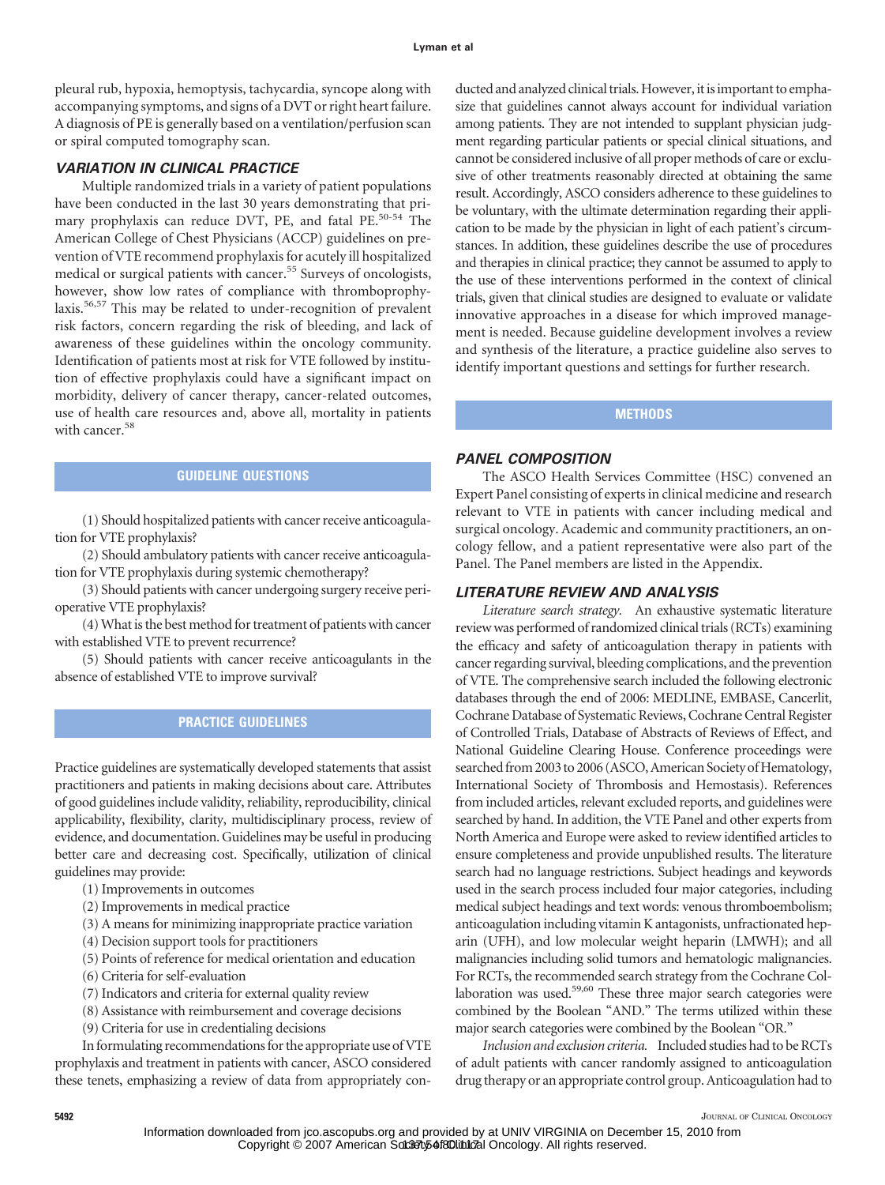pleural rub, hypoxia, hemoptysis, tachycardia, syncope along with accompanying symptoms, and signs of a DVT or right heart failure. A diagnosis of PE is generally based on a ventilation/perfusion scan or spiral computed tomography scan.

### VARIATION IN CLINICAL PRACTICE

Multiple randomized trials in a variety of patient populations have been conducted in the last 30 years demonstrating that primary prophylaxis can reduce DVT, PE, and fatal PE.[50-54] The American College of Chest Physicians (ACCP) guidelines on prevention of VTE recommend prophylaxis for acutely ill hospitalized medical or surgical patients with cancer.[55] Surveys of oncologists, however, show low rates of compliance with thromboprophylaxis.[56,57] This may be related to under-recognition of prevalent risk factors, concern regarding the risk of bleeding, and lack of awareness of these guidelines within the oncology community. Identification of patients most at risk for VTE followed by institution of effective prophylaxis could have a significant impact on morbidity, delivery of cancer therapy, cancer-related outcomes, use of health care resources and, above all, mortality in patients with cancer.[58]

## GUIDELINE QUESTIONS

(1) Should hospitalized patients with cancer receive anticoagulation for VTE prophylaxis?

(2) Should ambulatory patients with cancer receive anticoagulation for VTE prophylaxis during systemic chemotherapy?

(3) Should patients with cancer undergoing surgery receive perioperative VTE prophylaxis?

(4) What is the best method for treatment of patients with cancer with established VTE to prevent recurrence?

(5) Should patients with cancer receive anticoagulants in the absence of established VTE to improve survival?

## PRACTICE GUIDELINES

Practice guidelines are systematically developed statements that assist practitioners and patients in making decisions about care. Attributes of good guidelines include validity, reliability, reproducibility, clinical applicability, flexibility, clarity, multidisciplinary process, review of evidence, and documentation. Guidelines may be useful in producing better care and decreasing cost. Specifically, utilization of clinical guidelines may provide:

(1) Improvements in outcomes
(2) Improvements in medical practice
(3) A means for minimizing inappropriate practice variation
(4) Decision support tools for practitioners
(5) Points of reference for medical orientation and education
(6) Criteria for self-evaluation
(7) Indicators and criteria for external quality review
(8) Assistance with reimbursement and coverage decisions
(9) Criteria for use in credentialing decisions

In formulating recommendations for the appropriate use of VTE prophylaxis and treatment in patients with cancer, ASCO considered these tenets, emphasizing a review of data from appropriately conducted and analyzed clinical trials. However, it is important to emphasize that guidelines cannot always account for individual variation among patients. They are not intended to supplant physician judgment regarding particular patients or special clinical situations, and cannot be considered inclusive of all proper methods of care or exclusive of other treatments reasonably directed at obtaining the same result. Accordingly, ASCO considers adherence to these guidelines to be voluntary, with the ultimate determination regarding their application to be made by the physician in light of each patient's circumstances. In addition, these guidelines describe the use of procedures and therapies in clinical practice; they cannot be assumed to apply to the use of these interventions performed in the context of clinical trials, given that clinical studies are designed to evaluate or validate innovative approaches in a disease for which improved management is needed. Because guideline development involves a review and synthesis of the literature, a practice guideline also serves to identify important questions and settings for further research.

## METHODS

### PANEL COMPOSITION

The ASCO Health Services Committee (HSC) convened an Expert Panel consisting of experts in clinical medicine and research relevant to VTE in patients with cancer including medical and surgical oncology. Academic and community practitioners, an oncology fellow, and a patient representative were also part of the Panel. The Panel members are listed in the Appendix.

### LITERATURE REVIEW AND ANALYSIS

*Literature search strategy.* An exhaustive systematic literature review was performed of randomized clinical trials (RCTs) examining the efficacy and safety of anticoagulation therapy in patients with cancer regarding survival, bleeding complications, and the prevention of VTE. The comprehensive search included the following electronic databases through the end of 2006: MEDLINE, EMBASE, Cancerlit, Cochrane Database of Systematic Reviews, Cochrane Central Register of Controlled Trials, Database of Abstracts of Reviews of Effect, and National Guideline Clearing House. Conference proceedings were searched from 2003 to 2006 (ASCO, American Society of Hematology, International Society of Thrombosis and Hemostasis). References from included articles, relevant excluded reports, and guidelines were searched by hand. In addition, the VTE Panel and other experts from North America and Europe were asked to review identified articles to ensure completeness and provide unpublished results. The literature search had no language restrictions. Subject headings and keywords used in the search process included four major categories, including medical subject headings and text words: venous thromboembolism; anticoagulation including vitamin K antagonists, unfractionated heparin (UFH), and low molecular weight heparin (LMWH); and all malignancies including solid tumors and hematologic malignancies. For RCTs, the recommended search strategy from the Cochrane Collaboration was used.[59,60] These three major search categories were combined by the Boolean "AND." The terms utilized within these major search categories were combined by the Boolean "OR."

*Inclusion and exclusion criteria.* Included studies had to be RCTs of adult patients with cancer randomly assigned to anticoagulation drug therapy or an appropriate control group. Anticoagulation had to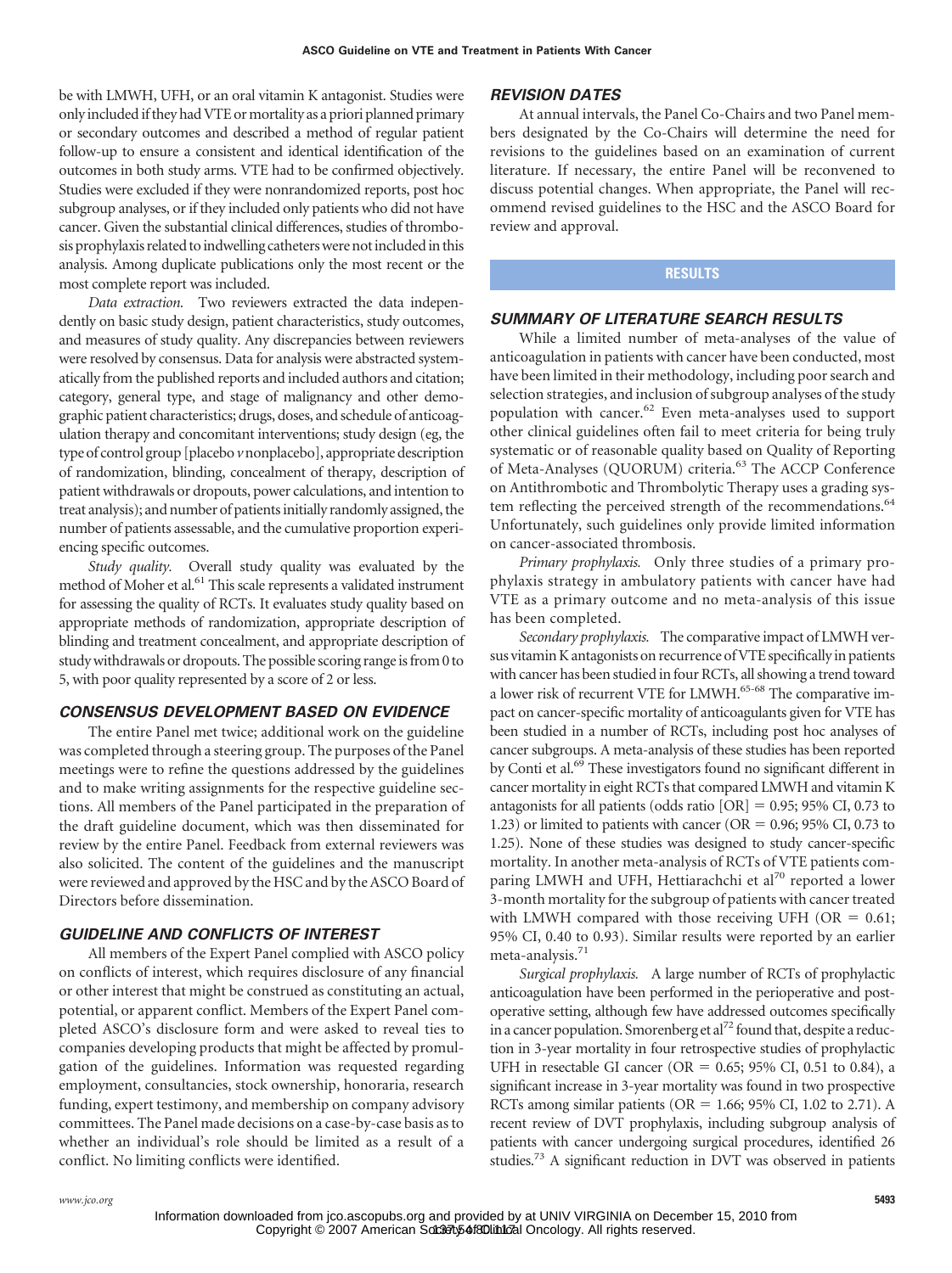be with LMWH, UFH, or an oral vitamin K antagonist. Studies were only included if they had VTE or mortality as a priori planned primary or secondary outcomes and described a method of regular patient follow-up to ensure a consistent and identical identification of the outcomes in both study arms. VTE had to be confirmed objectively. Studies were excluded if they were nonrandomized reports, post hoc subgroup analyses, or if they included only patients who did not have cancer. Given the substantial clinical differences, studies of thrombosis prophylaxis related to indwelling catheters were not included in this analysis. Among duplicate publications only the most recent or the most complete report was included.

*Data extraction.* Two reviewers extracted the data independently on basic study design, patient characteristics, study outcomes, and measures of study quality. Any discrepancies between reviewers were resolved by consensus. Data for analysis were abstracted systematically from the published reports and included authors and citation; category, general type, and stage of malignancy and other demographic patient characteristics; drugs, doses, and schedule of anticoagulation therapy and concomitant interventions; study design (eg, the type of control group [placebo *v* nonplacebo], appropriate description of randomization, blinding, concealment of therapy, description of patient withdrawals or dropouts, power calculations, and intention to treat analysis); and number of patients initially randomly assigned, the number of patients assessable, and the cumulative proportion experiencing specific outcomes.

*Study quality.* Overall study quality was evaluated by the method of Moher et al.[61] This scale represents a validated instrument for assessing the quality of RCTs. It evaluates study quality based on appropriate methods of randomization, appropriate description of blinding and treatment concealment, and appropriate description of study withdrawals or dropouts. The possible scoring range is from 0 to 5, with poor quality represented by a score of 2 or less.

### CONSENSUS DEVELOPMENT BASED ON EVIDENCE

The entire Panel met twice; additional work on the guideline was completed through a steering group. The purposes of the Panel meetings were to refine the questions addressed by the guidelines and to make writing assignments for the respective guideline sections. All members of the Panel participated in the preparation of the draft guideline document, which was then disseminated for review by the entire Panel. Feedback from external reviewers was also solicited. The content of the guidelines and the manuscript were reviewed and approved by the HSC and by the ASCO Board of Directors before dissemination.

### GUIDELINE AND CONFLICTS OF INTEREST

All members of the Expert Panel complied with ASCO policy on conflicts of interest, which requires disclosure of any financial or other interest that might be construed as constituting an actual, potential, or apparent conflict. Members of the Expert Panel completed ASCO's disclosure form and were asked to reveal ties to companies developing products that might be affected by promulgation of the guidelines. Information was requested regarding employment, consultancies, stock ownership, honoraria, research funding, expert testimony, and membership on company advisory committees. The Panel made decisions on a case-by-case basis as to whether an individual's role should be limited as a result of a conflict. No limiting conflicts were identified.

### REVISION DATES

At annual intervals, the Panel Co-Chairs and two Panel members designated by the Co-Chairs will determine the need for revisions to the guidelines based on an examination of current literature. If necessary, the entire Panel will be reconvened to discuss potential changes. When appropriate, the Panel will recommend revised guidelines to the HSC and the ASCO Board for review and approval.

## RESULTS

### SUMMARY OF LITERATURE SEARCH RESULTS

While a limited number of meta-analyses of the value of anticoagulation in patients with cancer have been conducted, most have been limited in their methodology, including poor search and selection strategies, and inclusion of subgroup analyses of the study population with cancer.[62] Even meta-analyses used to support other clinical guidelines often fail to meet criteria for being truly systematic or of reasonable quality based on Quality of Reporting of Meta-Analyses (QUORUM) criteria.[63] The ACCP Conference on Antithrombotic and Thrombolytic Therapy uses a grading system reflecting the perceived strength of the recommendations.[64] Unfortunately, such guidelines only provide limited information on cancer-associated thrombosis.

*Primary prophylaxis.* Only three studies of a primary prophylaxis strategy in ambulatory patients with cancer have had VTE as a primary outcome and no meta-analysis of this issue has been completed.

*Secondary prophylaxis.* The comparative impact of LMWH versus vitamin K antagonists on recurrence of VTE specifically in patients with cancer has been studied in four RCTs, all showing a trend toward a lower risk of recurrent VTE for LMWH.[65-68] The comparative impact on cancer-specific mortality of anticoagulants given for VTE has been studied in a number of RCTs, including post hoc analyses of cancer subgroups. A meta-analysis of these studies has been reported by Conti et al.[69] These investigators found no significant different in cancer mortality in eight RCTs that compared LMWH and vitamin K antagonists for all patients (odds ratio [OR] = 0.95; 95% CI, 0.73 to 1.23) or limited to patients with cancer (OR = 0.96; 95% CI, 0.73 to 1.25). None of these studies was designed to study cancer-specific mortality. In another meta-analysis of RCTs of VTE patients comparing LMWH and UFH, Hettiarachchi et al[70] reported a lower 3-month mortality for the subgroup of patients with cancer treated with LMWH compared with those receiving UFH (OR = 0.61; 95% CI, 0.40 to 0.93). Similar results were reported by an earlier meta-analysis.[71]

*Surgical prophylaxis.* A large number of RCTs of prophylactic anticoagulation have been performed in the perioperative and postoperative setting, although few have addressed outcomes specifically in a cancer population. Smorenberg et al[72] found that, despite a reduction in 3-year mortality in four retrospective studies of prophylactic UFH in resectable GI cancer (OR = 0.65; 95% CI, 0.51 to 0.84), a significant increase in 3-year mortality was found in two prospective RCTs among similar patients (OR = 1.66; 95% CI, 1.02 to 2.71). A recent review of DVT prophylaxis, including subgroup analysis of patients with cancer undergoing surgical procedures, identified 26 studies.[73] A significant reduction in DVT was observed in patients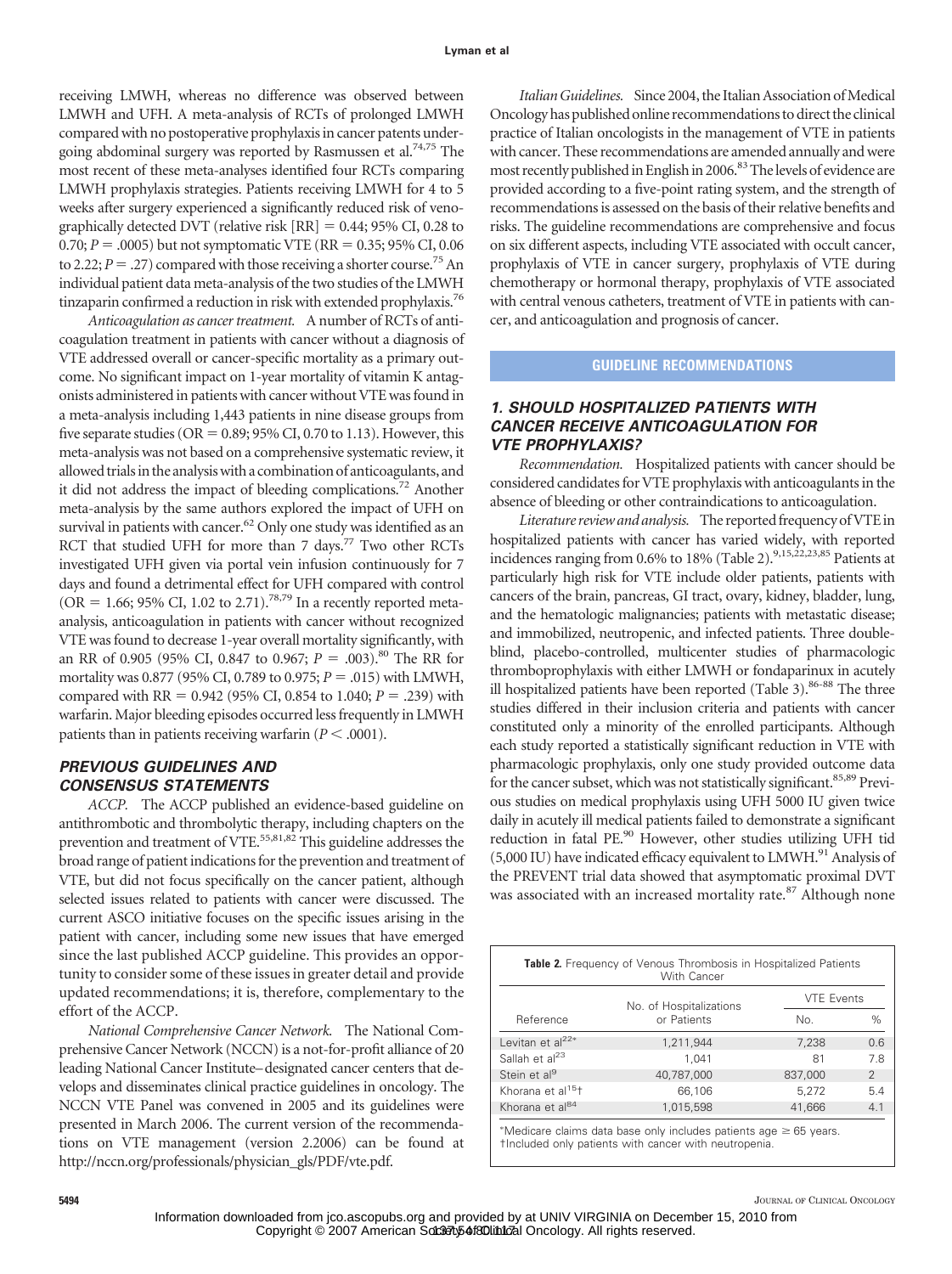receiving LMWH, whereas no difference was observed between LMWH and UFH. A meta-analysis of RCTs of prolonged LMWH compared with no postoperative prophylaxis in cancer patents undergoing abdominal surgery was reported by Rasmussen et al.[74,75] The most recent of these meta-analyses identified four RCTs comparing LMWH prophylaxis strategies. Patients receiving LMWH for 4 to 5 weeks after surgery experienced a significantly reduced risk of venographically detected DVT (relative risk [RR] = 0.44; 95% CI, 0.28 to 0.70; $P = .0005$) but not symptomatic VTE (RR = 0.35; 95% CI, 0.06 to 2.22; $P = .27$) compared with those receiving a shorter course.[75] An individual patient data meta-analysis of the two studies of the LMWH tinzaparin confirmed a reduction in risk with extended prophylaxis.[76]

*Anticoagulation as cancer treatment.* A number of RCTs of anticoagulation treatment in patients with cancer without a diagnosis of VTE addressed overall or cancer-specific mortality as a primary outcome. No significant impact on 1-year mortality of vitamin K antagonists administered in patients with cancer without VTE was found in a meta-analysis including 1,443 patients in nine disease groups from five separate studies (OR = 0.89; 95% CI, 0.70 to 1.13). However, this meta-analysis was not based on a comprehensive systematic review, it allowed trials in the analysis with a combination of anticoagulants, and it did not address the impact of bleeding complications.[72] Another meta-analysis by the same authors explored the impact of UFH on survival in patients with cancer.[62] Only one study was identified as an RCT that studied UFH for more than 7 days.[77] Two other RCTs investigated UFH given via portal vein infusion continuously for 7 days and found a detrimental effect for UFH compared with control (OR = 1.66; 95% CI, 1.02 to 2.71).[78,79] In a recently reported meta-analysis, anticoagulation in patients with cancer without recognized VTE was found to decrease 1-year overall mortality significantly, with an RR of 0.905 (95% CI, 0.847 to 0.967; $P = .003$).[80] The RR for mortality was 0.877 (95% CI, 0.789 to 0.975; $P = .015$) with LMWH, compared with RR = 0.942 (95% CI, 0.854 to 1.040; $P = .239$) with warfarin. Major bleeding episodes occurred less frequently in LMWH patients than in patients receiving warfarin ($P < .0001$).

## PREVIOUS GUIDELINES AND CONSENSUS STATEMENTS

*ACCP.* The ACCP published an evidence-based guideline on antithrombotic and thrombolytic therapy, including chapters on the prevention and treatment of VTE.[55,81,82] This guideline addresses the broad range of patient indications for the prevention and treatment of VTE, but did not focus specifically on the cancer patient, although selected issues related to patients with cancer were discussed. The current ASCO initiative focuses on the specific issues arising in the patient with cancer, including some new issues that have emerged since the last published ACCP guideline. This provides an opportunity to consider some of these issues in greater detail and provide updated recommendations; it is, therefore, complementary to the effort of the ACCP.

*National Comprehensive Cancer Network.* The National Comprehensive Cancer Network (NCCN) is a not-for-profit alliance of 20 leading National Cancer Institute–designated cancer centers that develops and disseminates clinical practice guidelines in oncology. The NCCN VTE Panel was convened in 2005 and its guidelines were presented in March 2006. The current version of the recommendations on VTE management (version 2.2006) can be found at http://nccn.org/professionals/physician_gls/PDF/vte.pdf.

*Italian Guidelines.* Since 2004, the Italian Association of Medical Oncology has published online recommendations to direct the clinical practice of Italian oncologists in the management of VTE in patients with cancer. These recommendations are amended annually and were most recently published in English in 2006.[83] The levels of evidence are provided according to a five-point rating system, and the strength of recommendations is assessed on the basis of their relative benefits and risks. The guideline recommendations are comprehensive and focus on six different aspects, including VTE associated with occult cancer, prophylaxis of VTE in cancer surgery, prophylaxis of VTE during chemotherapy or hormonal therapy, prophylaxis of VTE associated with central venous catheters, treatment of VTE in patients with cancer, and anticoagulation and prognosis of cancer.

## GUIDELINE RECOMMENDATIONS

### 1. SHOULD HOSPITALIZED PATIENTS WITH CANCER RECEIVE ANTICOAGULATION FOR VTE PROPHYLAXIS?

*Recommendation.* Hospitalized patients with cancer should be considered candidates for VTE prophylaxis with anticoagulants in the absence of bleeding or other contraindications to anticoagulation.

*Literature review and analysis.* The reported frequency of VTE in hospitalized patients with cancer has varied widely, with reported incidences ranging from 0.6% to 18% (Table 2).[9,15,22,23,85] Patients at particularly high risk for VTE include older patients, patients with cancers of the brain, pancreas, GI tract, ovary, kidney, bladder, lung, and the hematologic malignancies; patients with metastatic disease; and immobilized, neutropenic, and infected patients. Three double-blind, placebo-controlled, multicenter studies of pharmacologic thromboprophylaxis with either LMWH or fondaparinux in acutely ill hospitalized patients have been reported (Table 3).[86-88] The three studies differed in their inclusion criteria and patients with cancer constituted only a minority of the enrolled participants. Although each study reported a statistically significant reduction in VTE with pharmacologic prophylaxis, only one study provided outcome data for the cancer subset, which was not statistically significant.[85,89] Previous studies on medical prophylaxis using UFH 5000 IU given twice daily in acutely ill medical patients failed to demonstrate a significant reduction in fatal PE.[90] However, other studies utilizing UFH tid (5,000 IU) have indicated efficacy equivalent to LMWH.[91] Analysis of the PREVENT trial data showed that asymptomatic proximal DVT was associated with an increased mortality rate.[87] Although none

**Table 2.** Frequency of Venous Thrombosis in Hospitalized Patients With Cancer

| Reference | No. of Hospitalizations or Patients | VTE Events | |
|---|---|---|---|
| | | No. | % |
| Levitan et al[22]* | 1,211,944 | 7,238 | 0.6 |
| Sallah et al[23] | 1,041 | 81 | 7.8 |
| Stein et al[9] | 40,787,000 | 837,000 | 2 |
| Khorana et al[15]† | 66,106 | 5,272 | 5.4 |
| Khorana et al[84] | 1,015,598 | 41,666 | 4.1 |

*Medicare claims data base only includes patients age ≥ 65 years.
†Included only patients with cancer with neutropenia.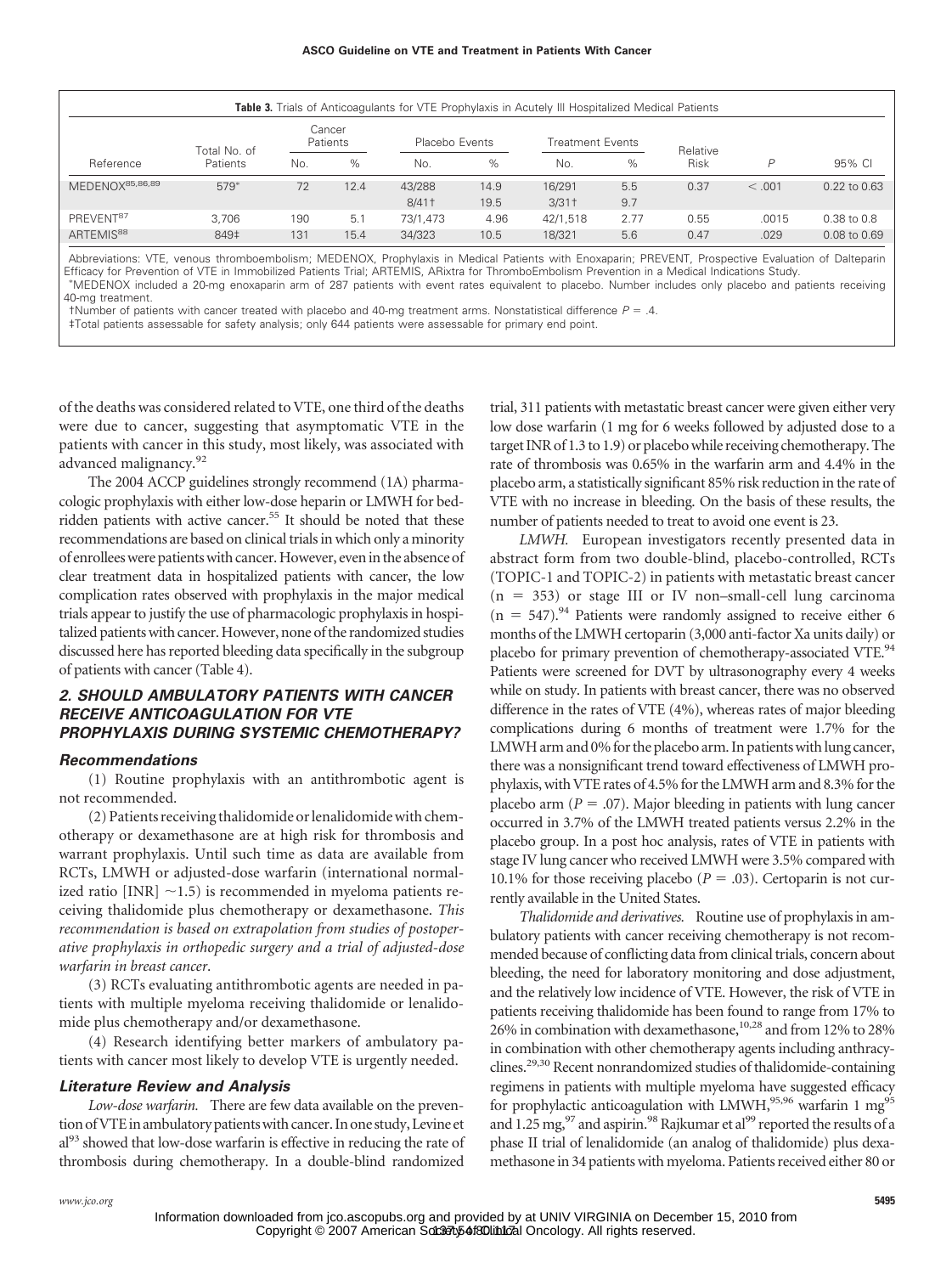**Table 3.** Trials of Anticoagulants for VTE Prophylaxis in Acutely Ill Hospitalized Medical Patients

| Reference | Total No. of Patients | Cancer Patients | | Placebo Events | | Treatment Events | | Relative Risk | P | 95% CI |
|---|---|---|---|---|---|---|---|---|---|---|
| | | No. | % | No. | % | No. | % | | | |
| MEDENOX[85,86,89] | 579* | 72 | 12.4 | 43/288 | 14.9 | 16/291 | 5.5 | 0.37 | < .001 | 0.22 to 0.63 |
| | | | | 8/41† | 19.5 | 3/31† | 9.7 | | | |
| PREVENT[87] | 3,706 | 190 | 5.1 | 73/1,473 | 4.96 | 42/1,518 | 2.77 | 0.55 | .0015 | 0.38 to 0.8 |
| ARTEMIS[88] | 849‡ | 131 | 15.4 | 34/323 | 10.5 | 18/321 | 5.6 | 0.47 | .029 | 0.08 to 0.69 |

Abbreviations: VTE, venous thromboembolism; MEDENOX, Prophylaxis in Medical Patients with Enoxaparin; PREVENT, Prospective Evaluation of Dalteparin Efficacy for Prevention of VTE in Immobilized Patients Trial; ARTEMIS, ARixtra for ThromboEmbolism Prevention in a Medical Indications Study.
*MEDENOX included a 20-mg enoxaparin arm of 287 patients with event rates equivalent to placebo. Number includes only placebo and patients receiving 40-mg treatment.
†Number of patients with cancer treated with placebo and 40-mg treatment arms. Nonstatistical difference $P = .4$.
‡Total patients assessable for safety analysis; only 644 patients were assessable for primary end point.

of the deaths was considered related to VTE, one third of the deaths were due to cancer, suggesting that asymptomatic VTE in the patients with cancer in this study, most likely, was associated with advanced malignancy.[92]

The 2004 ACCP guidelines strongly recommend (1A) pharmacologic prophylaxis with either low-dose heparin or LMWH for bedridden patients with active cancer.[55] It should be noted that these recommendations are based on clinical trials in which only a minority of enrollees were patients with cancer. However, even in the absence of clear treatment data in hospitalized patients with cancer, the low complication rates observed with prophylaxis in the major medical trials appear to justify the use of pharmacologic prophylaxis in hospitalized patients with cancer. However, none of the randomized studies discussed here has reported bleeding data specifically in the subgroup of patients with cancer (Table 4).

## 2. SHOULD AMBULATORY PATIENTS WITH CANCER RECEIVE ANTICOAGULATION FOR VTE PROPHYLAXIS DURING SYSTEMIC CHEMOTHERAPY?

### Recommendations

(1) Routine prophylaxis with an antithrombotic agent is not recommended.

(2) Patients receiving thalidomide or lenalidomide with chemotherapy or dexamethasone are at high risk for thrombosis and warrant prophylaxis. Until such time as data are available from RCTs, LMWH or adjusted-dose warfarin (international normalized ratio [INR] ~1.5) is recommended in myeloma patients receiving thalidomide plus chemotherapy or dexamethasone. *This recommendation is based on extrapolation from studies of postoperative prophylaxis in orthopedic surgery and a trial of adjusted-dose warfarin in breast cancer*.

(3) RCTs evaluating antithrombotic agents are needed in patients with multiple myeloma receiving thalidomide or lenalidomide plus chemotherapy and/or dexamethasone.

(4) Research identifying better markers of ambulatory patients with cancer most likely to develop VTE is urgently needed.

### Literature Review and Analysis

*Low-dose warfarin.* There are few data available on the prevention of VTE in ambulatory patients with cancer. In one study, Levine et al[93] showed that low-dose warfarin is effective in reducing the rate of thrombosis during chemotherapy. In a double-blind randomized trial, 311 patients with metastatic breast cancer were given either very low dose warfarin (1 mg for 6 weeks followed by adjusted dose to a target INR of 1.3 to 1.9) or placebo while receiving chemotherapy. The rate of thrombosis was 0.65% in the warfarin arm and 4.4% in the placebo arm, a statistically significant 85% risk reduction in the rate of VTE with no increase in bleeding. On the basis of these results, the number of patients needed to treat to avoid one event is 23.

*LMWH.* European investigators recently presented data in abstract form from two double-blind, placebo-controlled, RCTs (TOPIC-1 and TOPIC-2) in patients with metastatic breast cancer (n = 353) or stage III or IV non–small-cell lung carcinoma (n = 547).[94] Patients were randomly assigned to receive either 6 months of the LMWH certoparin (3,000 anti-factor Xa units daily) or placebo for primary prevention of chemotherapy-associated VTE.[94] Patients were screened for DVT by ultrasonography every 4 weeks while on study. In patients with breast cancer, there was no observed difference in the rates of VTE (4%), whereas rates of major bleeding complications during 6 months of treatment were 1.7% for the LMWH arm and 0% for the placebo arm. In patients with lung cancer, there was a nonsignificant trend toward effectiveness of LMWH prophylaxis, with VTE rates of 4.5% for the LMWH arm and 8.3% for the placebo arm ($P = .07$). Major bleeding in patients with lung cancer occurred in 3.7% of the LMWH treated patients versus 2.2% in the placebo group. In a post hoc analysis, rates of VTE in patients with stage IV lung cancer who received LMWH were 3.5% compared with 10.1% for those receiving placebo ($P = .03$). Certoparin is not currently available in the United States.

*Thalidomide and derivatives.* Routine use of prophylaxis in ambulatory patients with cancer receiving chemotherapy is not recommended because of conflicting data from clinical trials, concern about bleeding, the need for laboratory monitoring and dose adjustment, and the relatively low incidence of VTE. However, the risk of VTE in patients receiving thalidomide has been found to range from 17% to 26% in combination with dexamethasone,[10,28] and from 12% to 28% in combination with other chemotherapy agents including anthracyclines.[29,30] Recent nonrandomized studies of thalidomide-containing regimens in patients with multiple myeloma have suggested efficacy for prophylactic anticoagulation with LMWH,[95,96] warfarin 1 mg[95] and 1.25 mg,[97] and aspirin.[98] Rajkumar et al[99] reported the results of a phase II trial of lenalidomide (an analog of thalidomide) plus dexamethasone in 34 patients with myeloma. Patients received either 80 or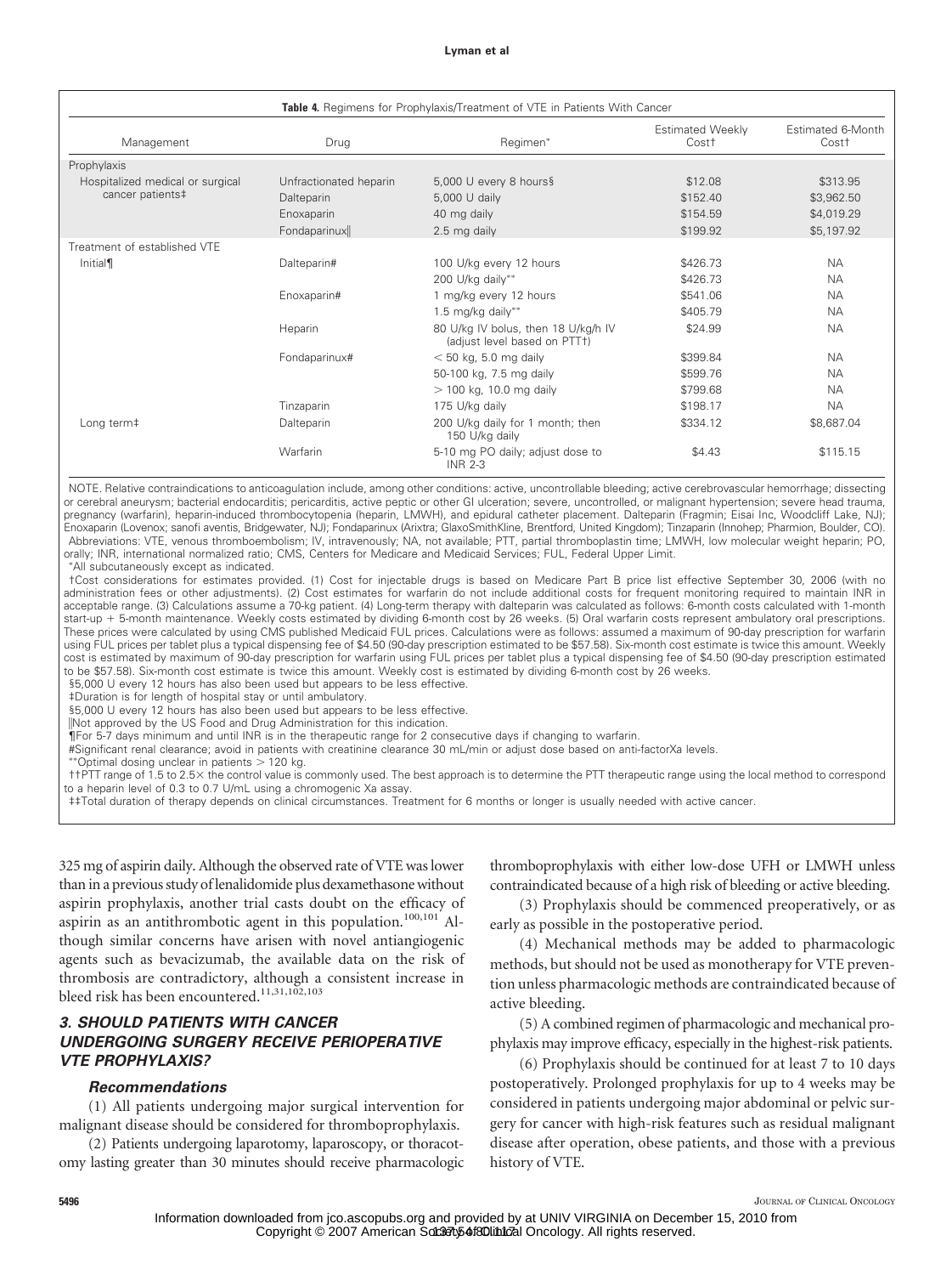**Table 4.** Regimens for Prophylaxis/Treatment of VTE in Patients With Cancer

| Management | Drug | Regimen* | Estimated Weekly Cost† | Estimated 6-Month Cost† |
|---|---|---|---|---|
| Prophylaxis | | | | |
| Hospitalized medical or surgical cancer patients‡ | Unfractionated heparin | 5,000 U every 8 hours§ | $12.08 | $313.95 |
| | Dalteparin | 5,000 U daily | $152.40 | $3,962.50 |
| | Enoxaparin | 40 mg daily | $154.59 | $4,019.29 |
| | Fondaparinux‖ | 2.5 mg daily | $199.92 | $5,197.92 |
| Treatment of established VTE | | | | |
| Initial¶ | Dalteparin# | 100 U/kg every 12 hours | $426.73 | NA |
| | | 200 U/kg daily** | $426.73 | NA |
| | Enoxaparin# | 1 mg/kg every 12 hours | $541.06 | NA |
| | | 1.5 mg/kg daily** | $405.79 | NA |
| | Heparin | 80 U/kg IV bolus, then 18 U/kg/h IV (adjust level based on PTT†) | $24.99 | NA |
| | Fondaparinux# | < 50 kg, 5.0 mg daily | $399.84 | NA |
| | | 50-100 kg, 7.5 mg daily | $599.76 | NA |
| | | > 100 kg, 10.0 mg daily | $799.68 | NA |
| | Tinzaparin | 175 U/kg daily | $198.17 | NA |
| Long term‡ | Dalteparin | 200 U/kg daily for 1 month; then 150 U/kg daily | $334.12 | $8,687.04 |
| | Warfarin | 5-10 mg PO daily; adjust dose to INR 2-3 | $4.43 | $115.15 |

NOTE. Relative contraindications to anticoagulation include, among other conditions: active, uncontrollable bleeding; active cerebrovascular hemorrhage; dissecting or cerebral aneurysm; bacterial endocarditis; pericarditis, active peptic or other GI ulceration; severe, uncontrolled, or malignant hypertension; severe head trauma, pregnancy (warfarin), heparin-induced thrombocytopenia (heparin, LMWH), and epidural catheter placement. Dalteparin (Fragmin; Eisai Inc, Woodcliff Lake, NJ); Enoxaparin (Lovenox; sanofi aventis, Bridgewater, NJ); Fondaparinux (Arixtra; GlaxoSmithKline, Brentford, United Kingdom); Tinzaparin (Innohep; Pharmion, Boulder, CO).

Abbreviations: VTE, venous thromboembolism; IV, intravenously; NA, not available; PTT, partial thromboplastin time; LMWH, low molecular weight heparin; PO, orally; INR, international normalized ratio; CMS, Centers for Medicare and Medicaid Services; FUL, Federal Upper Limit.

*All subcutaneously except as indicated.

†Cost considerations for estimates provided. (1) Cost for injectable drugs is based on Medicare Part B price list effective September 30, 2006 (with no administration fees or other adjustments). (2) Cost estimates for warfarin do not include additional costs for frequent monitoring required to maintain INR in acceptable range. (3) Calculations assume a 70-kg patient. (4) Long-term therapy with dalteparin was calculated as follows: 6-month costs calculated with 1-month start-up + 5-month maintenance. Weekly costs estimated by dividing 6-month cost by 26 weeks. (5) Oral warfarin costs represent ambulatory oral prescriptions. These prices were calculated by using CMS published Medicaid FUL prices. Calculations were as follows: assumed a maximum of 90-day prescription for warfarin using FUL prices per tablet plus a typical dispensing fee of $4.50 (90-day prescription estimated to be $57.58). Six-month cost estimate is twice this amount. Weekly cost is estimated by maximum of 90-day prescription for warfarin using FUL prices per tablet plus a typical dispensing fee of $4.50 (90-day prescription estimated to be $57.58). Six-month cost estimate is twice this amount. Weekly cost is estimated by dividing 6-month cost by 26 weeks.

§5,000 U every 12 hours has also been used but appears to be less effective.

‡Duration is for length of hospital stay or until ambulatory.

§5,000 U every 12 hours has also been used but appears to be less effective.

‖Not approved by the US Food and Drug Administration for this indication.

¶For 5-7 days minimum and until INR is in the therapeutic range for 2 consecutive days if changing to warfarin.

#Significant renal clearance; avoid in patients with creatinine clearance 30 mL/min or adjust dose based on anti-factorXa levels.

**Optimal dosing unclear in patients > 120 kg.

††PTT range of 1.5 to 2.5× the control value is commonly used. The best approach is to determine the PTT therapeutic range using the local method to correspond to a heparin level of 0.3 to 0.7 U/mL using a chromogenic Xa assay.

‡‡Total duration of therapy depends on clinical circumstances. Treatment for 6 months or longer is usually needed with active cancer.

325 mg of aspirin daily. Although the observed rate of VTE was lower than in a previous study of lenalidomide plus dexamethasone without aspirin prophylaxis, another trial casts doubt on the efficacy of aspirin as an antithrombotic agent in this population.[100,101] Although similar concerns have arisen with novel antiangiogenic agents such as bevacizumab, the available data on the risk of thrombosis are contradictory, although a consistent increase in bleed risk has been encountered.[11,31,102,103]

### *3. SHOULD PATIENTS WITH CANCER UNDERGOING SURGERY RECEIVE PERIOPERATIVE VTE PROPHYLAXIS?*

#### *Recommendations*

(1) All patients undergoing major surgical intervention for malignant disease should be considered for thromboprophylaxis.

(2) Patients undergoing laparotomy, laparoscopy, or thoracotomy lasting greater than 30 minutes should receive pharmacologic thromboprophylaxis with either low-dose UFH or LMWH unless contraindicated because of a high risk of bleeding or active bleeding.

(3) Prophylaxis should be commenced preoperatively, or as early as possible in the postoperative period.

(4) Mechanical methods may be added to pharmacologic methods, but should not be used as monotherapy for VTE prevention unless pharmacologic methods are contraindicated because of active bleeding.

(5) A combined regimen of pharmacologic and mechanical prophylaxis may improve efficacy, especially in the highest-risk patients.

(6) Prophylaxis should be continued for at least 7 to 10 days postoperatively. Prolonged prophylaxis for up to 4 weeks may be considered in patients undergoing major abdominal or pelvic surgery for cancer with high-risk features such as residual malignant disease after operation, obese patients, and those with a previous history of VTE.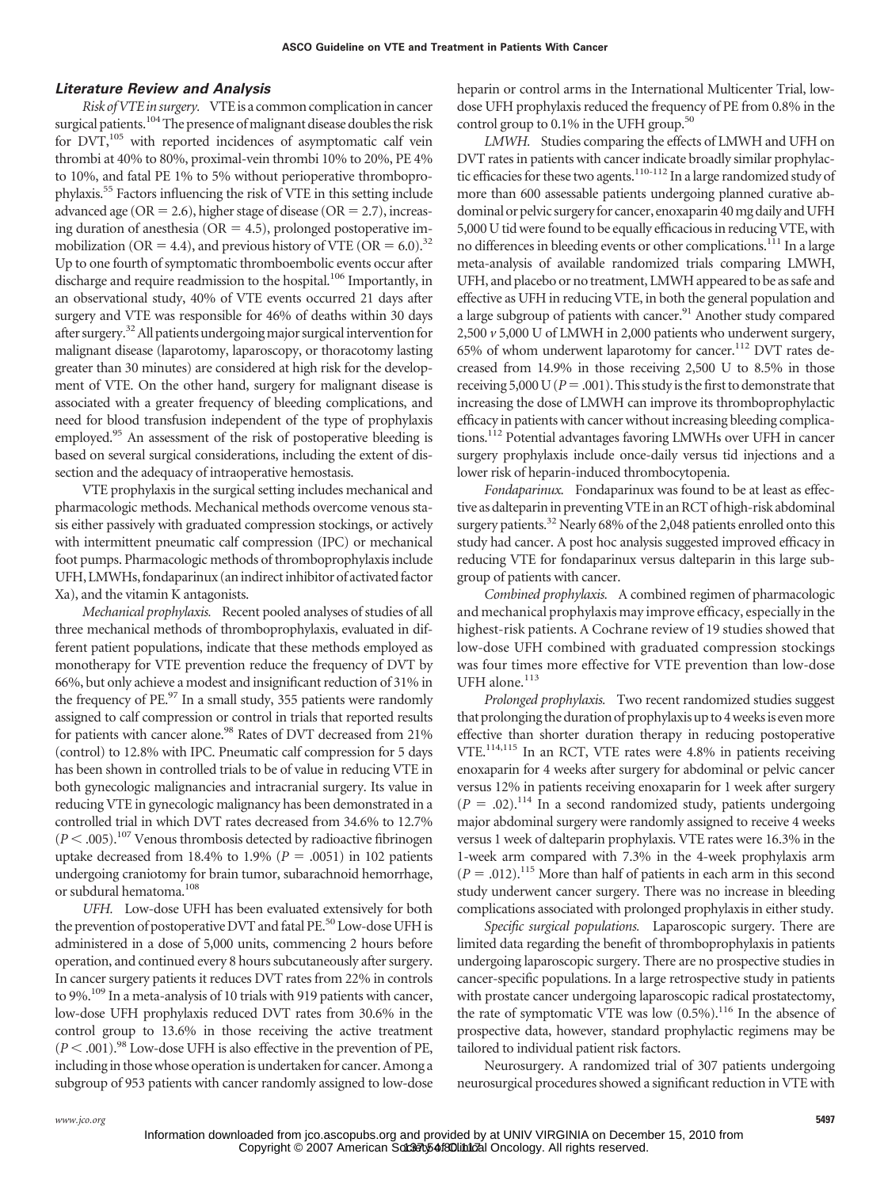### Literature Review and Analysis

*Risk of VTE in surgery.* VTE is a common complication in cancer surgical patients.[104] The presence of malignant disease doubles the risk for DVT,[105] with reported incidences of asymptomatic calf vein thrombi at 40% to 80%, proximal-vein thrombi 10% to 20%, PE 4% to 10%, and fatal PE 1% to 5% without perioperative thromboprophylaxis.[55] Factors influencing the risk of VTE in this setting include advanced age (OR = 2.6), higher stage of disease (OR = 2.7), increasing duration of anesthesia (OR = 4.5), prolonged postoperative immobilization (OR = 4.4), and previous history of VTE (OR = 6.0).[32] Up to one fourth of symptomatic thromboembolic events occur after discharge and require readmission to the hospital.[106] Importantly, in an observational study, 40% of VTE events occurred 21 days after surgery and VTE was responsible for 46% of deaths within 30 days after surgery.[32] All patients undergoing major surgical intervention for malignant disease (laparotomy, laparoscopy, or thoracotomy lasting greater than 30 minutes) are considered at high risk for the development of VTE. On the other hand, surgery for malignant disease is associated with a greater frequency of bleeding complications, and need for blood transfusion independent of the type of prophylaxis employed.[95] An assessment of the risk of postoperative bleeding is based on several surgical considerations, including the extent of dissection and the adequacy of intraoperative hemostasis.

VTE prophylaxis in the surgical setting includes mechanical and pharmacologic methods. Mechanical methods overcome venous stasis either passively with graduated compression stockings, or actively with intermittent pneumatic calf compression (IPC) or mechanical foot pumps. Pharmacologic methods of thromboprophylaxis include UFH, LMWHs, fondaparinux (an indirect inhibitor of activated factor Xa), and the vitamin K antagonists.

*Mechanical prophylaxis.* Recent pooled analyses of studies of all three mechanical methods of thromboprophylaxis, evaluated in different patient populations, indicate that these methods employed as monotherapy for VTE prevention reduce the frequency of DVT by 66%, but only achieve a modest and insignificant reduction of 31% in the frequency of PE.[97] In a small study, 355 patients were randomly assigned to calf compression or control in trials that reported results for patients with cancer alone.[98] Rates of DVT decreased from 21% (control) to 12.8% with IPC. Pneumatic calf compression for 5 days has been shown in controlled trials to be of value in reducing VTE in both gynecologic malignancies and intracranial surgery. Its value in reducing VTE in gynecologic malignancy has been demonstrated in a controlled trial in which DVT rates decreased from 34.6% to 12.7% ($P < .005$).[107] Venous thrombosis detected by radioactive fibrinogen uptake decreased from 18.4% to 1.9% ($P = .0051$) in 102 patients undergoing craniotomy for brain tumor, subarachnoid hemorrhage, or subdural hematoma.[108]

*UFH.* Low-dose UFH has been evaluated extensively for both the prevention of postoperative DVT and fatal PE.[50] Low-dose UFH is administered in a dose of 5,000 units, commencing 2 hours before operation, and continued every 8 hours subcutaneously after surgery. In cancer surgery patients it reduces DVT rates from 22% in controls to 9%.[109] In a meta-analysis of 10 trials with 919 patients with cancer, low-dose UFH prophylaxis reduced DVT rates from 30.6% in the control group to 13.6% in those receiving the active treatment ($P < .001$).[98] Low-dose UFH is also effective in the prevention of PE, including in those whose operation is undertaken for cancer. Among a subgroup of 953 patients with cancer randomly assigned to low-dose heparin or control arms in the International Multicenter Trial, low-dose UFH prophylaxis reduced the frequency of PE from 0.8% in the control group to 0.1% in the UFH group.[50]

*LMWH.* Studies comparing the effects of LMWH and UFH on DVT rates in patients with cancer indicate broadly similar prophylactic efficacies for these two agents.[110-112] In a large randomized study of more than 600 assessable patients undergoing planned curative abdominal or pelvic surgery for cancer, enoxaparin 40 mg daily and UFH 5,000 U tid were found to be equally efficacious in reducing VTE, with no differences in bleeding events or other complications.[111] In a large meta-analysis of available randomized trials comparing LMWH, UFH, and placebo or no treatment, LMWH appeared to be as safe and effective as UFH in reducing VTE, in both the general population and a large subgroup of patients with cancer.[91] Another study compared 2,500 *v* 5,000 U of LMWH in 2,000 patients who underwent surgery, 65% of whom underwent laparotomy for cancer.[112] DVT rates decreased from 14.9% in those receiving 2,500 U to 8.5% in those receiving 5,000 U ($P = .001$). This study is the first to demonstrate that increasing the dose of LMWH can improve its thromboprophylactic efficacy in patients with cancer without increasing bleeding complications.[112] Potential advantages favoring LMWHs over UFH in cancer surgery prophylaxis include once-daily versus tid injections and a lower risk of heparin-induced thrombocytopenia.

*Fondaparinux.* Fondaparinux was found to be at least as effective as dalteparin in preventing VTE in an RCT of high-risk abdominal surgery patients.[32] Nearly 68% of the 2,048 patients enrolled onto this study had cancer. A post hoc analysis suggested improved efficacy in reducing VTE for fondaparinux versus dalteparin in this large subgroup of patients with cancer.

*Combined prophylaxis.* A combined regimen of pharmacologic and mechanical prophylaxis may improve efficacy, especially in the highest-risk patients. A Cochrane review of 19 studies showed that low-dose UFH combined with graduated compression stockings was four times more effective for VTE prevention than low-dose UFH alone.[113]

*Prolonged prophylaxis.* Two recent randomized studies suggest that prolonging the duration of prophylaxis up to 4 weeks is even more effective than shorter duration therapy in reducing postoperative VTE.[114,115] In an RCT, VTE rates were 4.8% in patients receiving enoxaparin for 4 weeks after surgery for abdominal or pelvic cancer versus 12% in patients receiving enoxaparin for 1 week after surgery ($P = .02$).[114] In a second randomized study, patients undergoing major abdominal surgery were randomly assigned to receive 4 weeks versus 1 week of dalteparin prophylaxis. VTE rates were 16.3% in the 1-week arm compared with 7.3% in the 4-week prophylaxis arm ($P = .012$).[115] More than half of patients in each arm in this second study underwent cancer surgery. There was no increase in bleeding complications associated with prolonged prophylaxis in either study.

*Specific surgical populations.* Laparoscopic surgery. There are limited data regarding the benefit of thromboprophylaxis in patients undergoing laparoscopic surgery. There are no prospective studies in cancer-specific populations. In a large retrospective study in patients with prostate cancer undergoing laparoscopic radical prostatectomy, the rate of symptomatic VTE was low (0.5%).[116] In the absence of prospective data, however, standard prophylactic regimens may be tailored to individual patient risk factors.

Neurosurgery. A randomized trial of 307 patients undergoing neurosurgical procedures showed a significant reduction in VTE with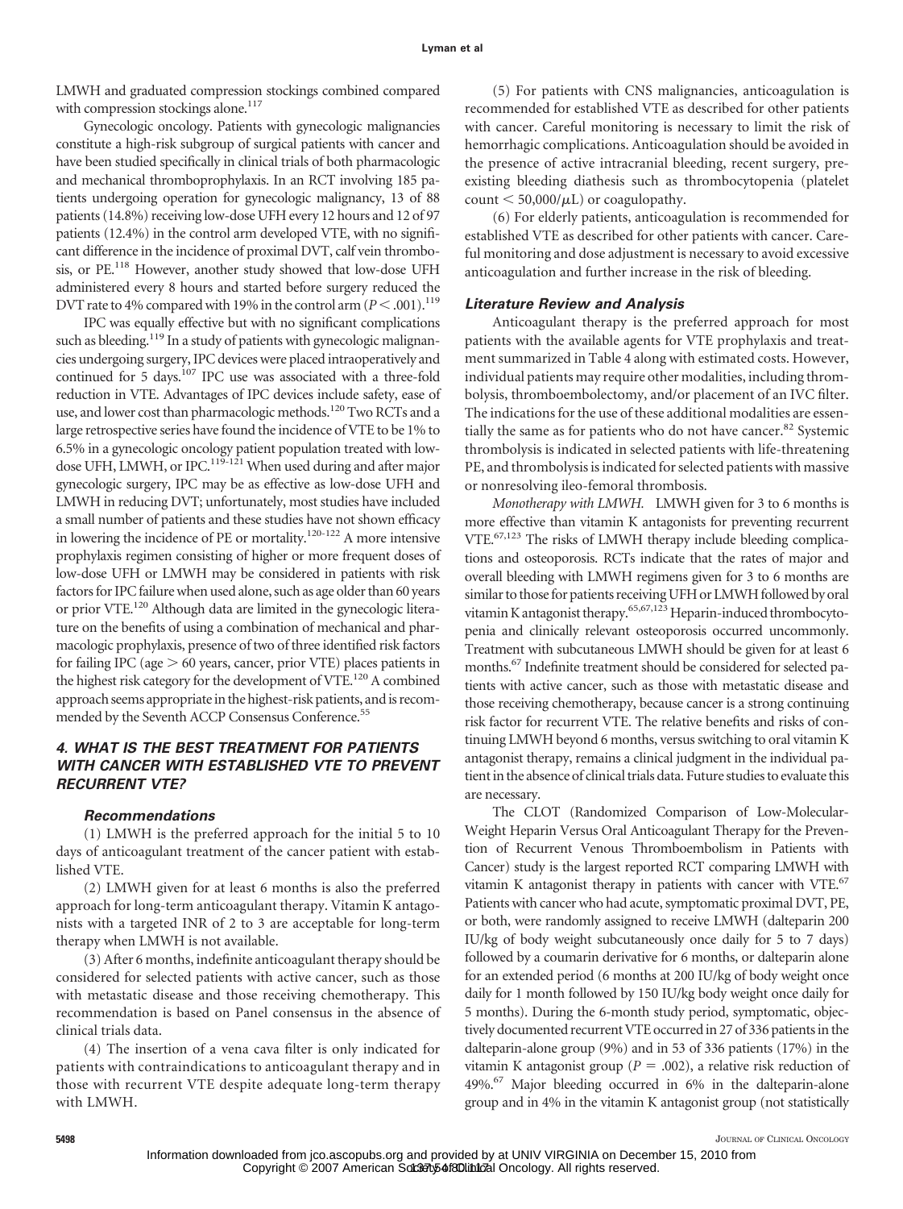LMWH and graduated compression stockings combined compared with compression stockings alone.[117]

Gynecologic oncology. Patients with gynecologic malignancies constitute a high-risk subgroup of surgical patients with cancer and have been studied specifically in clinical trials of both pharmacologic and mechanical thromboprophylaxis. In an RCT involving 185 patients undergoing operation for gynecologic malignancy, 13 of 88 patients (14.8%) receiving low-dose UFH every 12 hours and 12 of 97 patients (12.4%) in the control arm developed VTE, with no significant difference in the incidence of proximal DVT, calf vein thrombosis, or PE.[118] However, another study showed that low-dose UFH administered every 8 hours and started before surgery reduced the DVT rate to 4% compared with 19% in the control arm ($P < .001$).[119]

IPC was equally effective but with no significant complications such as bleeding.[119] In a study of patients with gynecologic malignancies undergoing surgery, IPC devices were placed intraoperatively and continued for 5 days.[107] IPC use was associated with a three-fold reduction in VTE. Advantages of IPC devices include safety, ease of use, and lower cost than pharmacologic methods.[120] Two RCTs and a large retrospective series have found the incidence of VTE to be 1% to 6.5% in a gynecologic oncology patient population treated with low-dose UFH, LMWH, or IPC.[119-121] When used during and after major gynecologic surgery, IPC may be as effective as low-dose UFH and LMWH in reducing DVT; unfortunately, most studies have included a small number of patients and these studies have not shown efficacy in lowering the incidence of PE or mortality.[120-122] A more intensive prophylaxis regimen consisting of higher or more frequent doses of low-dose UFH or LMWH may be considered in patients with risk factors for IPC failure when used alone, such as age older than 60 years or prior VTE.[120] Although data are limited in the gynecologic literature on the benefits of using a combination of mechanical and pharmacologic prophylaxis, presence of two of three identified risk factors for failing IPC (age > 60 years, cancer, prior VTE) places patients in the highest risk category for the development of VTE.[120] A combined approach seems appropriate in the highest-risk patients, and is recommended by the Seventh ACCP Consensus Conference.[55]

## 4. WHAT IS THE BEST TREATMENT FOR PATIENTS WITH CANCER WITH ESTABLISHED VTE TO PREVENT RECURRENT VTE?

### Recommendations

(1) LMWH is the preferred approach for the initial 5 to 10 days of anticoagulant treatment of the cancer patient with established VTE.

(2) LMWH given for at least 6 months is also the preferred approach for long-term anticoagulant therapy. Vitamin K antagonists with a targeted INR of 2 to 3 are acceptable for long-term therapy when LMWH is not available.

(3) After 6 months, indefinite anticoagulant therapy should be considered for selected patients with active cancer, such as those with metastatic disease and those receiving chemotherapy. This recommendation is based on Panel consensus in the absence of clinical trials data.

(4) The insertion of a vena cava filter is only indicated for patients with contraindications to anticoagulant therapy and in those with recurrent VTE despite adequate long-term therapy with LMWH.

(5) For patients with CNS malignancies, anticoagulation is recommended for established VTE as described for other patients with cancer. Careful monitoring is necessary to limit the risk of hemorrhagic complications. Anticoagulation should be avoided in the presence of active intracranial bleeding, recent surgery, preexisting bleeding diathesis such as thrombocytopenia (platelet count $< 50{,}000/\mu L$) or coagulopathy.

(6) For elderly patients, anticoagulation is recommended for established VTE as described for other patients with cancer. Careful monitoring and dose adjustment is necessary to avoid excessive anticoagulation and further increase in the risk of bleeding.

### Literature Review and Analysis

Anticoagulant therapy is the preferred approach for most patients with the available agents for VTE prophylaxis and treatment summarized in Table 4 along with estimated costs. However, individual patients may require other modalities, including thrombolysis, thromboembolectomy, and/or placement of an IVC filter. The indications for the use of these additional modalities are essentially the same as for patients who do not have cancer.[82] Systemic thrombolysis is indicated in selected patients with life-threatening PE, and thrombolysis is indicated for selected patients with massive or nonresolving ileo-femoral thrombosis.

*Monotherapy with LMWH.* LMWH given for 3 to 6 months is more effective than vitamin K antagonists for preventing recurrent VTE.[67,123] The risks of LMWH therapy include bleeding complications and osteoporosis. RCTs indicate that the rates of major and overall bleeding with LMWH regimens given for 3 to 6 months are similar to those for patients receiving UFH or LMWH followed by oral vitamin K antagonist therapy.[65,67,123] Heparin-induced thrombocytopenia and clinically relevant osteoporosis occurred uncommonly. Treatment with subcutaneous LMWH should be given for at least 6 months.[67] Indefinite treatment should be considered for selected patients with active cancer, such as those with metastatic disease and those receiving chemotherapy, because cancer is a strong continuing risk factor for recurrent VTE. The relative benefits and risks of continuing LMWH beyond 6 months, versus switching to oral vitamin K antagonist therapy, remains a clinical judgment in the individual patient in the absence of clinical trials data. Future studies to evaluate this are necessary.

The CLOT (Randomized Comparison of Low-Molecular-Weight Heparin Versus Oral Anticoagulant Therapy for the Prevention of Recurrent Venous Thromboembolism in Patients with Cancer) study is the largest reported RCT comparing LMWH with vitamin K antagonist therapy in patients with cancer with VTE.[67] Patients with cancer who had acute, symptomatic proximal DVT, PE, or both, were randomly assigned to receive LMWH (dalteparin 200 IU/kg of body weight subcutaneously once daily for 5 to 7 days) followed by a coumarin derivative for 6 months, or dalteparin alone for an extended period (6 months at 200 IU/kg of body weight once daily for 1 month followed by 150 IU/kg body weight once daily for 5 months). During the 6-month study period, symptomatic, objectively documented recurrent VTE occurred in 27 of 336 patients in the dalteparin-alone group (9%) and in 53 of 336 patients (17%) in the vitamin K antagonist group ($P = .002$), a relative risk reduction of 49%.[67] Major bleeding occurred in 6% in the dalteparin-alone group and in 4% in the vitamin K antagonist group (not statistically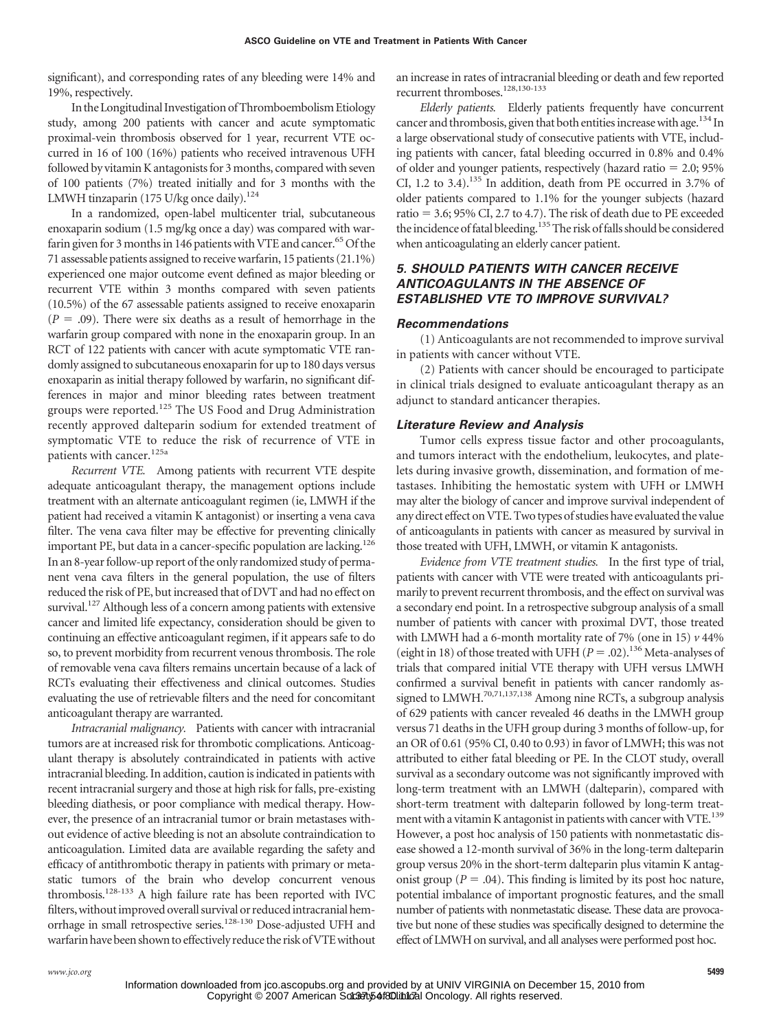significant), and corresponding rates of any bleeding were 14% and 19%, respectively.

In the Longitudinal Investigation of Thromboembolism Etiology study, among 200 patients with cancer and acute symptomatic proximal-vein thrombosis observed for 1 year, recurrent VTE occurred in 16 of 100 (16%) patients who received intravenous UFH followed by vitamin K antagonists for 3 months, compared with seven of 100 patients (7%) treated initially and for 3 months with the LMWH tinzaparin (175 U/kg once daily).[124]

In a randomized, open-label multicenter trial, subcutaneous enoxaparin sodium (1.5 mg/kg once a day) was compared with warfarin given for 3 months in 146 patients with VTE and cancer.[65] Of the 71 assessable patients assigned to receive warfarin, 15 patients (21.1%) experienced one major outcome event defined as major bleeding or recurrent VTE within 3 months compared with seven patients (10.5%) of the 67 assessable patients assigned to receive enoxaparin ($P = .09$). There were six deaths as a result of hemorrhage in the warfarin group compared with none in the enoxaparin group. In an RCT of 122 patients with cancer with acute symptomatic VTE randomly assigned to subcutaneous enoxaparin for up to 180 days versus enoxaparin as initial therapy followed by warfarin, no significant differences in major and minor bleeding rates between treatment groups were reported.[125] The US Food and Drug Administration recently approved dalteparin sodium for extended treatment of symptomatic VTE to reduce the risk of recurrence of VTE in patients with cancer.[125a]

*Recurrent VTE.* Among patients with recurrent VTE despite adequate anticoagulant therapy, the management options include treatment with an alternate anticoagulant regimen (ie, LMWH if the patient had received a vitamin K antagonist) or inserting a vena cava filter. The vena cava filter may be effective for preventing clinically important PE, but data in a cancer-specific population are lacking.[126] In an 8-year follow-up report of the only randomized study of permanent vena cava filters in the general population, the use of filters reduced the risk of PE, but increased that of DVT and had no effect on survival.[127] Although less of a concern among patients with extensive cancer and limited life expectancy, consideration should be given to continuing an effective anticoagulant regimen, if it appears safe to do so, to prevent morbidity from recurrent venous thrombosis. The role of removable vena cava filters remains uncertain because of a lack of RCTs evaluating their effectiveness and clinical outcomes. Studies evaluating the use of retrievable filters and the need for concomitant anticoagulant therapy are warranted.

*Intracranial malignancy.* Patients with cancer with intracranial tumors are at increased risk for thrombotic complications. Anticoagulant therapy is absolutely contraindicated in patients with active intracranial bleeding. In addition, caution is indicated in patients with recent intracranial surgery and those at high risk for falls, pre-existing bleeding diathesis, or poor compliance with medical therapy. However, the presence of an intracranial tumor or brain metastases without evidence of active bleeding is not an absolute contraindication to anticoagulation. Limited data are available regarding the safety and efficacy of antithrombotic therapy in patients with primary or metastatic tumors of the brain who develop concurrent venous thrombosis.[128-133] A high failure rate has been reported with IVC filters, without improved overall survival or reduced intracranial hemorrhage in small retrospective series.[128-130] Dose-adjusted UFH and warfarin have been shown to effectively reduce the risk of VTE without an increase in rates of intracranial bleeding or death and few reported recurrent thromboses.[128,130-133]

*Elderly patients.* Elderly patients frequently have concurrent cancer and thrombosis, given that both entities increase with age.[134] In a large observational study of consecutive patients with VTE, including patients with cancer, fatal bleeding occurred in 0.8% and 0.4% of older and younger patients, respectively (hazard ratio = 2.0; 95% CI, 1.2 to 3.4).[135] In addition, death from PE occurred in 3.7% of older patients compared to 1.1% for the younger subjects (hazard ratio = 3.6; 95% CI, 2.7 to 4.7). The risk of death due to PE exceeded the incidence of fatal bleeding.[135] The risk of falls should be considered when anticoagulating an elderly cancer patient.

## 5. SHOULD PATIENTS WITH CANCER RECEIVE ANTICOAGULANTS IN THE ABSENCE OF ESTABLISHED VTE TO IMPROVE SURVIVAL?

### Recommendations

(1) Anticoagulants are not recommended to improve survival in patients with cancer without VTE.

(2) Patients with cancer should be encouraged to participate in clinical trials designed to evaluate anticoagulant therapy as an adjunct to standard anticancer therapies.

### Literature Review and Analysis

Tumor cells express tissue factor and other procoagulants, and tumors interact with the endothelium, leukocytes, and platelets during invasive growth, dissemination, and formation of metastases. Inhibiting the hemostatic system with UFH or LMWH may alter the biology of cancer and improve survival independent of any direct effect on VTE. Two types of studies have evaluated the value of anticoagulants in patients with cancer as measured by survival in those treated with UFH, LMWH, or vitamin K antagonists.

*Evidence from VTE treatment studies.* In the first type of trial, patients with cancer with VTE were treated with anticoagulants primarily to prevent recurrent thrombosis, and the effect on survival was a secondary end point. In a retrospective subgroup analysis of a small number of patients with cancer with proximal DVT, those treated with LMWH had a 6-month mortality rate of 7% (one in 15) *v* 44% (eight in 18) of those treated with UFH ($P = .02$).[136] Meta-analyses of trials that compared initial VTE therapy with UFH versus LMWH confirmed a survival benefit in patients with cancer randomly assigned to LMWH.[70,71,137,138] Among nine RCTs, a subgroup analysis of 629 patients with cancer revealed 46 deaths in the LMWH group versus 71 deaths in the UFH group during 3 months of follow-up, for an OR of 0.61 (95% CI, 0.40 to 0.93) in favor of LMWH; this was not attributed to either fatal bleeding or PE. In the CLOT study, overall survival as a secondary outcome was not significantly improved with long-term treatment with an LMWH (dalteparin), compared with short-term treatment with dalteparin followed by long-term treatment with a vitamin K antagonist in patients with cancer with VTE.[139] However, a post hoc analysis of 150 patients with nonmetastatic disease showed a 12-month survival of 36% in the long-term dalteparin group versus 20% in the short-term dalteparin plus vitamin K antagonist group ($P = .04$). This finding is limited by its post hoc nature, potential imbalance of important prognostic features, and the small number of patients with nonmetastatic disease. These data are provocative but none of these studies was specifically designed to determine the effect of LMWH on survival, and all analyses were performed post hoc.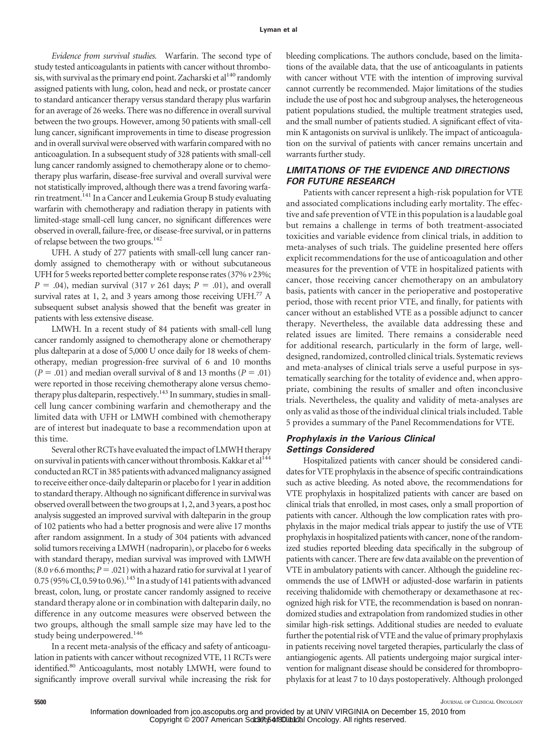*Evidence from survival studies.* Warfarin. The second type of study tested anticoagulants in patients with cancer without thrombosis, with survival as the primary end point. Zacharski et al[140] randomly assigned patients with lung, colon, head and neck, or prostate cancer to standard anticancer therapy versus standard therapy plus warfarin for an average of 26 weeks. There was no difference in overall survival between the two groups. However, among 50 patients with small-cell lung cancer, significant improvements in time to disease progression and in overall survival were observed with warfarin compared with no anticoagulation. In a subsequent study of 328 patients with small-cell lung cancer randomly assigned to chemotherapy alone or to chemotherapy plus warfarin, disease-free survival and overall survival were not statistically improved, although there was a trend favoring warfarin treatment.[141] In a Cancer and Leukemia Group B study evaluating warfarin with chemotherapy and radiation therapy in patients with limited-stage small-cell lung cancer, no significant differences were observed in overall, failure-free, or disease-free survival, or in patterns of relapse between the two groups.[142]

UFH. A study of 277 patients with small-cell lung cancer randomly assigned to chemotherapy with or without subcutaneous UFH for 5 weeks reported better complete response rates (37% *v* 23%; $P = .04$), median survival (317 *v* 261 days; $P = .01$), and overall survival rates at 1, 2, and 3 years among those receiving UFH.[77] A subsequent subset analysis showed that the benefit was greater in patients with less extensive disease.

LMWH. In a recent study of 84 patients with small-cell lung cancer randomly assigned to chemotherapy alone or chemotherapy plus dalteparin at a dose of 5,000 U once daily for 18 weeks of chemotherapy, median progression-free survival of 6 and 10 months ($P = .01$) and median overall survival of 8 and 13 months ($P = .01$) were reported in those receiving chemotherapy alone versus chemotherapy plus dalteparin, respectively.[143] In summary, studies in small-cell lung cancer combining warfarin and chemotherapy and the limited data with UFH or LMWH combined with chemotherapy are of interest but inadequate to base a recommendation upon at this time.

Several other RCTs have evaluated the impact of LMWH therapy on survival in patients with cancer without thrombosis. Kakkar et al[144] conducted an RCT in 385 patients with advanced malignancy assigned to receive either once-daily dalteparin or placebo for 1 year in addition to standard therapy. Although no significant difference in survival was observed overall between the two groups at 1, 2, and 3 years, a post hoc analysis suggested an improved survival with dalteparin in the group of 102 patients who had a better prognosis and were alive 17 months after random assignment. In a study of 304 patients with advanced solid tumors receiving a LMWH (nadroparin), or placebo for 6 weeks with standard therapy, median survival was improved with LMWH (8.0 *v* 6.6 months; $P = .021$) with a hazard ratio for survival at 1 year of 0.75 (95% CI, 0.59 to 0.96).[145] In a study of 141 patients with advanced breast, colon, lung, or prostate cancer randomly assigned to receive standard therapy alone or in combination with dalteparin daily, no difference in any outcome measures were observed between the two groups, although the small sample size may have led to the study being underpowered.[146]

In a recent meta-analysis of the efficacy and safety of anticoagulation in patients with cancer without recognized VTE, 11 RCTs were identified.[80] Anticoagulants, most notably LMWH, were found to significantly improve overall survival while increasing the risk for bleeding complications. The authors conclude, based on the limitations of the available data, that the use of anticoagulants in patients with cancer without VTE with the intention of improving survival cannot currently be recommended. Major limitations of the studies include the use of post hoc and subgroup analyses, the heterogeneous patient populations studied, the multiple treatment strategies used, and the small number of patients studied. A significant effect of vitamin K antagonists on survival is unlikely. The impact of anticoagulation on the survival of patients with cancer remains uncertain and warrants further study.

## LIMITATIONS OF THE EVIDENCE AND DIRECTIONS FOR FUTURE RESEARCH

Patients with cancer represent a high-risk population for VTE and associated complications including early mortality. The effective and safe prevention of VTE in this population is a laudable goal but remains a challenge in terms of both treatment-associated toxicities and variable evidence from clinical trials, in addition to meta-analyses of such trials. The guideline presented here offers explicit recommendations for the use of anticoagulation and other measures for the prevention of VTE in hospitalized patients with cancer, those receiving cancer chemotherapy on an ambulatory basis, patients with cancer in the perioperative and postoperative period, those with recent prior VTE, and finally, for patients with cancer without an established VTE as a possible adjunct to cancer therapy. Nevertheless, the available data addressing these and related issues are limited. There remains a considerable need for additional research, particularly in the form of large, well-designed, randomized, controlled clinical trials. Systematic reviews and meta-analyses of clinical trials serve a useful purpose in systematically searching for the totality of evidence and, when appropriate, combining the results of smaller and often inconclusive trials. Nevertheless, the quality and validity of meta-analyses are only as valid as those of the individual clinical trials included. Table 5 provides a summary of the Panel Recommendations for VTE.

### Prophylaxis in the Various Clinical Settings Considered

Hospitalized patients with cancer should be considered candidates for VTE prophylaxis in the absence of specific contraindications such as active bleeding. As noted above, the recommendations for VTE prophylaxis in hospitalized patients with cancer are based on clinical trials that enrolled, in most cases, only a small proportion of patients with cancer. Although the low complication rates with prophylaxis in the major medical trials appear to justify the use of VTE prophylaxis in hospitalized patients with cancer, none of the randomized studies reported bleeding data specifically in the subgroup of patients with cancer. There are few data available on the prevention of VTE in ambulatory patients with cancer. Although the guideline recommends the use of LMWH or adjusted-dose warfarin in patients receiving thalidomide with chemotherapy or dexamethasone at recognized high risk for VTE, the recommendation is based on nonrandomized studies and extrapolation from randomized studies in other similar high-risk settings. Additional studies are needed to evaluate further the potential risk of VTE and the value of primary prophylaxis in patients receiving novel targeted therapies, particularly the class of antiangiogenic agents. All patients undergoing major surgical intervention for malignant disease should be considered for thromboprophylaxis for at least 7 to 10 days postoperatively. Although prolonged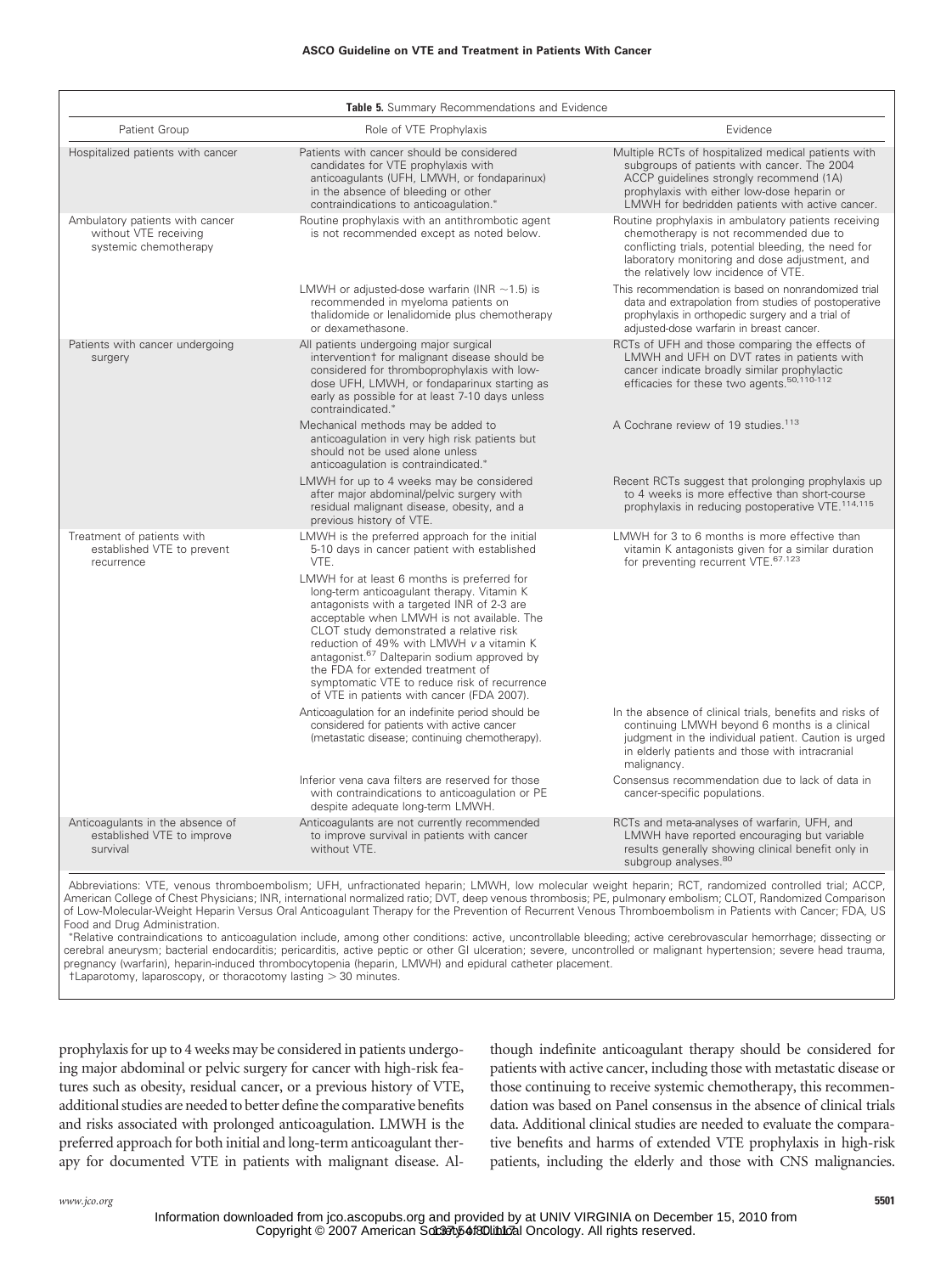**Table 5.** Summary Recommendations and Evidence

| Patient Group | Role of VTE Prophylaxis | Evidence |
| --- | --- | --- |
| Hospitalized patients with cancer | Patients with cancer should be considered candidates for VTE prophylaxis with anticoagulants (UFH, LMWH, or fondaparinux) in the absence of bleeding or other contraindications to anticoagulation.* | Multiple RCTs of hospitalized medical patients with subgroups of patients with cancer. The 2004 ACCP guidelines strongly recommend (1A) prophylaxis with either low-dose heparin or LMWH for bedridden patients with active cancer. |
| Ambulatory patients with cancer without VTE receiving systemic chemotherapy | Routine prophylaxis with an antithrombotic agent is not recommended except as noted below. | Routine prophylaxis in ambulatory patients receiving chemotherapy is not recommended due to conflicting trials, potential bleeding, the need for laboratory monitoring and dose adjustment, and the relatively low incidence of VTE. |
| | LMWH or adjusted-dose warfarin (INR ~1.5) is recommended in myeloma patients on thalidomide or lenalidomide plus chemotherapy or dexamethasone. | This recommendation is based on nonrandomized trial data and extrapolation from studies of postoperative prophylaxis in orthopedic surgery and a trial of adjusted-dose warfarin in breast cancer. |
| Patients with cancer undergoing surgery | All patients undergoing major surgical intervention† for malignant disease should be considered for thromboprophylaxis with low-dose UFH, LMWH, or fondaparinux starting as early as possible for at least 7-10 days unless contraindicated.* | RCTs of UFH and those comparing the effects of LMWH and UFH on DVT rates in patients with cancer indicate broadly similar prophylactic efficacies for these two agents.[50,110-112] |
| | Mechanical methods may be added to anticoagulation in very high risk patients but should not be used alone unless anticoagulation is contraindicated.* | A Cochrane review of 19 studies.[113] |
| | LMWH for up to 4 weeks may be considered after major abdominal/pelvic surgery with residual malignant disease, obesity, and a previous history of VTE. | Recent RCTs suggest that prolonging prophylaxis up to 4 weeks is more effective than short-course prophylaxis in reducing postoperative VTE.[114,115] |
| Treatment of patients with established VTE to prevent recurrence | LMWH is the preferred approach for the initial 5-10 days in cancer patient with established VTE. | LMWH for 3 to 6 months is more effective than vitamin K antagonists given for a similar duration for preventing recurrent VTE.[67,123] |
| | LMWH for at least 6 months is preferred for long-term anticoagulant therapy. Vitamin K antagonists with a targeted INR of 2-3 are acceptable when LMWH is not available. The CLOT study demonstrated a relative risk reduction of 49% with LMWH *v* a vitamin K antagonist.[67] Dalteparin sodium approved by the FDA for extended treatment of symptomatic VTE to reduce risk of recurrence of VTE in patients with cancer (FDA 2007). | |
| | Anticoagulation for an indefinite period should be considered for patients with active cancer (metastatic disease; continuing chemotherapy). | In the absence of clinical trials, benefits and risks of continuing LMWH beyond 6 months is a clinical judgment in the individual patient. Caution is urged in elderly patients and those with intracranial malignancy. |
| | Inferior vena cava filters are reserved for those with contraindications to anticoagulation or PE despite adequate long-term LMWH. | Consensus recommendation due to lack of data in cancer-specific populations. |
| Anticoagulants in the absence of established VTE to improve survival | Anticoagulants are not currently recommended to improve survival in patients with cancer without VTE. | RCTs and meta-analyses of warfarin, UFH, and LMWH have reported encouraging but variable results generally showing clinical benefit only in subgroup analyses.[80] |

Abbreviations: VTE, venous thromboembolism; UFH, unfractionated heparin; LMWH, low molecular weight heparin; RCT, randomized controlled trial; ACCP, American College of Chest Physicians; INR, international normalized ratio; DVT, deep venous thrombosis; PE, pulmonary embolism; CLOT, Randomized Comparison of Low-Molecular-Weight Heparin Versus Oral Anticoagulant Therapy for the Prevention of Recurrent Venous Thromboembolism in Patients with Cancer; FDA, US Food and Drug Administration.

*Relative contraindications to anticoagulation include, among other conditions: active, uncontrollable bleeding; active cerebrovascular hemorrhage; dissecting or cerebral aneurysm; bacterial endocarditis; pericarditis, active peptic or other GI ulceration; severe, uncontrolled or malignant hypertension; severe head trauma, pregnancy (warfarin), heparin-induced thrombocytopenia (heparin, LMWH) and epidural catheter placement.

†Laparotomy, laparoscopy, or thoracotomy lasting > 30 minutes.

prophylaxis for up to 4 weeks may be considered in patients undergoing major abdominal or pelvic surgery for cancer with high-risk features such as obesity, residual cancer, or a previous history of VTE, additional studies are needed to better define the comparative benefits and risks associated with prolonged anticoagulation. LMWH is the preferred approach for both initial and long-term anticoagulant therapy for documented VTE in patients with malignant disease. Although indefinite anticoagulant therapy should be considered for patients with active cancer, including those with metastatic disease or those continuing to receive systemic chemotherapy, this recommendation was based on Panel consensus in the absence of clinical trials data. Additional clinical studies are needed to evaluate the comparative benefits and harms of extended VTE prophylaxis in high-risk patients, including the elderly and those with CNS malignancies.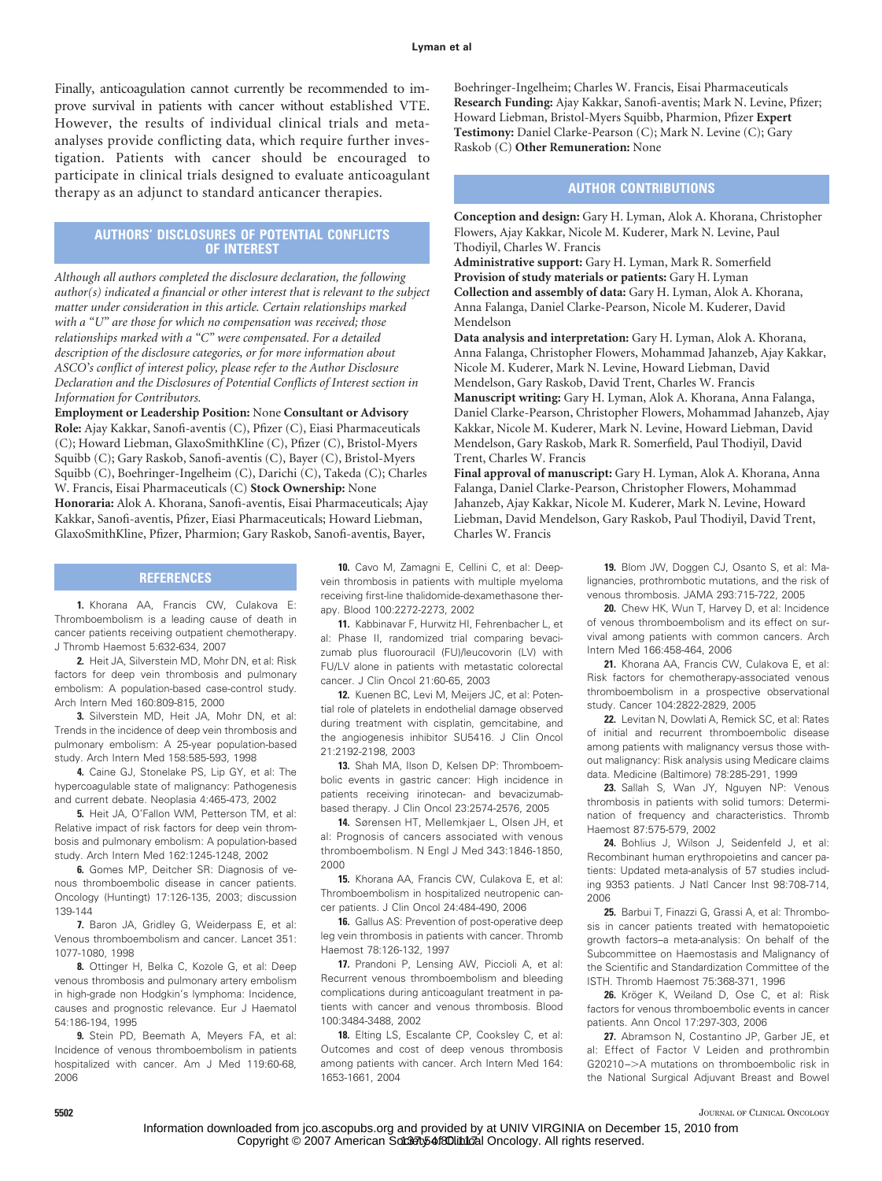Finally, anticoagulation cannot currently be recommended to improve survival in patients with cancer without established VTE. However, the results of individual clinical trials and meta-analyses provide conflicting data, which require further investigation. Patients with cancer should be encouraged to participate in clinical trials designed to evaluate anticoagulant therapy as an adjunct to standard anticancer therapies.

## AUTHORS' DISCLOSURES OF POTENTIAL CONFLICTS OF INTEREST

*Although all authors completed the disclosure declaration, the following author(s) indicated a financial or other interest that is relevant to the subject matter under consideration in this article. Certain relationships marked with a "U" are those for which no compensation was received; those relationships marked with a "C" were compensated. For a detailed description of the disclosure categories, or for more information about ASCO's conflict of interest policy, please refer to the Author Disclosure Declaration and the Disclosures of Potential Conflicts of Interest section in Information for Contributors.*

**Employment or Leadership Position:** None **Consultant or Advisory Role:** Ajay Kakkar, Sanofi-aventis (C), Pfizer (C), Eiasi Pharmaceuticals (C); Howard Liebman, GlaxoSmithKline (C), Pfizer (C), Bristol-Myers Squibb (C); Gary Raskob, Sanofi-aventis (C), Bayer (C), Bristol-Myers Squibb (C), Boehringer-Ingelheim (C), Darichi (C), Takeda (C); Charles W. Francis, Eisai Pharmaceuticals (C) **Stock Ownership:** None **Honoraria:** Alok A. Khorana, Sanofi-aventis, Eisai Pharmaceuticals; Ajay Kakkar, Sanofi-aventis, Pfizer, Eiasi Pharmaceuticals; Howard Liebman, GlaxoSmithKline, Pfizer, Pharmion; Gary Raskob, Sanofi-aventis, Bayer, Boehringer-Ingelheim; Charles W. Francis, Eisai Pharmaceuticals **Research Funding:** Ajay Kakkar, Sanofi-aventis; Mark N. Levine, Pfizer; Howard Liebman, Bristol-Myers Squibb, Pharmion, Pfizer **Expert Testimony:** Daniel Clarke-Pearson (C); Mark N. Levine (C); Gary Raskob (C) **Other Remuneration:** None

## AUTHOR CONTRIBUTIONS

**Conception and design:** Gary H. Lyman, Alok A. Khorana, Christopher Flowers, Ajay Kakkar, Nicole M. Kuderer, Mark N. Levine, Paul Thodiyil, Charles W. Francis

**Administrative support:** Gary H. Lyman, Mark R. Somerfield

**Provision of study materials or patients:** Gary H. Lyman

**Collection and assembly of data:** Gary H. Lyman, Alok A. Khorana, Anna Falanga, Daniel Clarke-Pearson, Nicole M. Kuderer, David Mendelson

**Data analysis and interpretation:** Gary H. Lyman, Alok A. Khorana, Anna Falanga, Christopher Flowers, Mohammad Jahanzeb, Ajay Kakkar, Nicole M. Kuderer, Mark N. Levine, Howard Liebman, David Mendelson, Gary Raskob, David Trent, Charles W. Francis

**Manuscript writing:** Gary H. Lyman, Alok A. Khorana, Anna Falanga, Daniel Clarke-Pearson, Christopher Flowers, Mohammad Jahanzeb, Ajay Kakkar, Nicole M. Kuderer, Mark N. Levine, Howard Liebman, David Mendelson, Gary Raskob, Mark R. Somerfield, Paul Thodiyil, David Trent, Charles W. Francis

**Final approval of manuscript:** Gary H. Lyman, Alok A. Khorana, Anna Falanga, Daniel Clarke-Pearson, Christopher Flowers, Mohammad Jahanzeb, Ajay Kakkar, Nicole M. Kuderer, Mark N. Levine, Howard Liebman, David Mendelson, Gary Raskob, Paul Thodiyil, David Trent, Charles W. Francis

## REFERENCES

**1.** Khorana AA, Francis CW, Culakova E: Thromboembolism is a leading cause of death in cancer patients receiving outpatient chemotherapy. J Thromb Haemost 5:632-634, 2007

**2.** Heit JA, Silverstein MD, Mohr DN, et al: Risk factors for deep vein thrombosis and pulmonary embolism: A population-based case-control study. Arch Intern Med 160:809-815, 2000

**3.** Silverstein MD, Heit JA, Mohr DN, et al: Trends in the incidence of deep vein thrombosis and pulmonary embolism: A 25-year population-based study. Arch Intern Med 158:585-593, 1998

**4.** Caine GJ, Stonelake PS, Lip GY, et al: The hypercoagulable state of malignancy: Pathogenesis and current debate. Neoplasia 4:465-473, 2002

**5.** Heit JA, O'Fallon WM, Petterson TM, et al: Relative impact of risk factors for deep vein thrombosis and pulmonary embolism: A population-based study. Arch Intern Med 162:1245-1248, 2002

**6.** Gomes MP, Deitcher SR: Diagnosis of venous thromboembolic disease in cancer patients. Oncology (Huntingt) 17:126-135, 2003; discussion 139-144

**7.** Baron JA, Gridley G, Weiderpass E, et al: Venous thromboembolism and cancer. Lancet 351: 1077-1080, 1998

**8.** Ottinger H, Belka C, Kozole G, et al: Deep venous thrombosis and pulmonary artery embolism in high-grade non Hodgkin's lymphoma: Incidence, causes and prognostic relevance. Eur J Haematol 54:186-194, 1995

**9.** Stein PD, Beemath A, Meyers FA, et al: Incidence of venous thromboembolism in patients hospitalized with cancer. Am J Med 119:60-68, 2006

**10.** Cavo M, Zamagni E, Cellini C, et al: Deep-vein thrombosis in patients with multiple myeloma receiving first-line thalidomide-dexamethasone therapy. Blood 100:2272-2273, 2002

**11.** Kabbinavar F, Hurwitz HI, Fehrenbacher L, et al: Phase II, randomized trial comparing bevacizumab plus fluorouracil (FU)/leucovorin (LV) with FU/LV alone in patients with metastatic colorectal cancer. J Clin Oncol 21:60-65, 2003

**12.** Kuenen BC, Levi M, Meijers JC, et al: Potential role of platelets in endothelial damage observed during treatment with cisplatin, gemcitabine, and the angiogenesis inhibitor SU5416. J Clin Oncol 21:2192-2198, 2003

**13.** Shah MA, Ilson D, Kelsen DP: Thromboembolic events in gastric cancer: High incidence in patients receiving irinotecan- and bevacizumab-based therapy. J Clin Oncol 23:2574-2576, 2005

**14.** Sørensen HT, Mellemkjaer L, Olsen JH, et al: Prognosis of cancers associated with venous thromboembolism. N Engl J Med 343:1846-1850, 2000

**15.** Khorana AA, Francis CW, Culakova E, et al: Thromboembolism in hospitalized neutropenic cancer patients. J Clin Oncol 24:484-490, 2006

**16.** Gallus AS: Prevention of post-operative deep leg vein thrombosis in patients with cancer. Thromb Haemost 78:126-132, 1997

**17.** Prandoni P, Lensing AW, Piccioli A, et al: Recurrent venous thromboembolism and bleeding complications during anticoagulant treatment in patients with cancer and venous thrombosis. Blood 100:3484-3488, 2002

**18.** Elting LS, Escalante CP, Cooksley C, et al: Outcomes and cost of deep venous thrombosis among patients with cancer. Arch Intern Med 164: 1653-1661, 2004

**19.** Blom JW, Doggen CJ, Osanto S, et al: Malignancies, prothrombotic mutations, and the risk of venous thrombosis. JAMA 293:715-722, 2005

**20.** Chew HK, Wun T, Harvey D, et al: Incidence of venous thromboembolism and its effect on survival among patients with common cancers. Arch Intern Med 166:458-464, 2006

**21.** Khorana AA, Francis CW, Culakova E, et al: Risk factors for chemotherapy-associated venous thromboembolism in a prospective observational study. Cancer 104:2822-2829, 2005

**22.** Levitan N, Dowlati A, Remick SC, et al: Rates of initial and recurrent thromboembolic disease among patients with malignancy versus those without malignancy: Risk analysis using Medicare claims data. Medicine (Baltimore) 78:285-291, 1999

**23.** Sallah S, Wan JY, Nguyen NP: Venous thrombosis in patients with solid tumors: Determination of frequency and characteristics. Thromb Haemost 87:575-579, 2002

**24.** Bohlius J, Wilson J, Seidenfeld J, et al: Recombinant human erythropoietins and cancer patients: Updated meta-analysis of 57 studies including 9353 patients. J Natl Cancer Inst 98:708-714, 2006

**25.** Barbui T, Finazzi G, Grassi A, et al: Thrombosis in cancer patients treated with hematopoietic growth factors–a meta-analysis: On behalf of the Subcommittee on Haemostasis and Malignancy of the Scientific and Standardization Committee of the ISTH. Thromb Haemost 75:368-371, 1996

**26.** Kröger K, Weiland D, Ose C, et al: Risk factors for venous thromboembolic events in cancer patients. Ann Oncol 17:297-303, 2006

**27.** Abramson N, Costantino JP, Garber JE, et al: Effect of Factor V Leiden and prothrombin G20210–>A mutations on thromboembolic risk in the National Surgical Adjuvant Breast and Bowel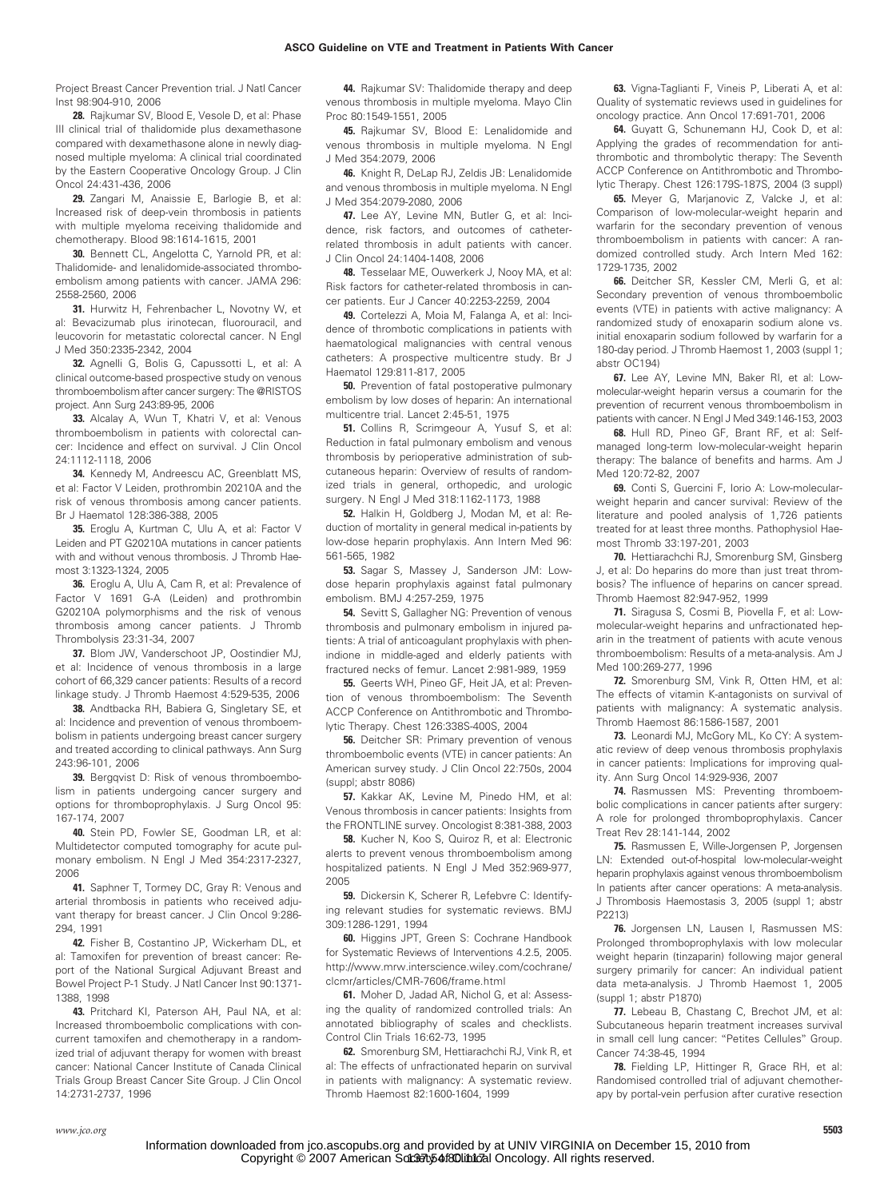Project Breast Cancer Prevention trial. J Natl Cancer Inst 98:904-910, 2006

**28.** Rajkumar SV, Blood E, Vesole D, et al: Phase III clinical trial of thalidomide plus dexamethasone compared with dexamethasone alone in newly diagnosed multiple myeloma: A clinical trial coordinated by the Eastern Cooperative Oncology Group. J Clin Oncol 24:431-436, 2006

**29.** Zangari M, Anaissie E, Barlogie B, et al: Increased risk of deep-vein thrombosis in patients with multiple myeloma receiving thalidomide and chemotherapy. Blood 98:1614-1615, 2001

**30.** Bennett CL, Angelotta C, Yarnold PR, et al: Thalidomide- and lenalidomide-associated thromboembolism among patients with cancer. JAMA 296: 2558-2560, 2006

**31.** Hurwitz H, Fehrenbacher L, Novotny W, et al: Bevacizumab plus irinotecan, fluorouracil, and leucovorin for metastatic colorectal cancer. N Engl J Med 350:2335-2342, 2004

**32.** Agnelli G, Bolis G, Capussotti L, et al: A clinical outcome-based prospective study on venous thromboembolism after cancer surgery: The @RISTOS project. Ann Surg 243:89-95, 2006

**33.** Alcalay A, Wun T, Khatri V, et al: Venous thromboembolism in patients with colorectal cancer: Incidence and effect on survival. J Clin Oncol 24:1112-1118, 2006

**34.** Kennedy M, Andreescu AC, Greenblatt MS, et al: Factor V Leiden, prothrombin 20210A and the risk of venous thrombosis among cancer patients. Br J Haematol 128:386-388, 2005

**35.** Eroglu A, Kurtman C, Ulu A, et al: Factor V Leiden and PT G20210A mutations in cancer patients with and without venous thrombosis. J Thromb Haemost 3:1323-1324, 2005

**36.** Eroglu A, Ulu A, Cam R, et al: Prevalence of Factor V 1691 G-A (Leiden) and prothrombin G20210A polymorphisms and the risk of venous thrombosis among cancer patients. J Thromb Thrombolysis 23:31-34, 2007

**37.** Blom JW, Vanderschoot JP, Oostindier MJ, et al: Incidence of venous thrombosis in a large cohort of 66,329 cancer patients: Results of a record linkage study. J Thromb Haemost 4:529-535, 2006

**38.** Andtbacka RH, Babiera G, Singletary SE, et al: Incidence and prevention of venous thromboembolism in patients undergoing breast cancer surgery and treated according to clinical pathways. Ann Surg 243:96-101, 2006

**39.** Bergqvist D: Risk of venous thromboembolism in patients undergoing cancer surgery and options for thromboprophylaxis. J Surg Oncol 95: 167-174, 2007

**40.** Stein PD, Fowler SE, Goodman LR, et al: Multidetector computed tomography for acute pulmonary embolism. N Engl J Med 354:2317-2327, 2006

**41.** Saphner T, Tormey DC, Gray R: Venous and arterial thrombosis in patients who received adjuvant therapy for breast cancer. J Clin Oncol 9:286-294, 1991

**42.** Fisher B, Costantino JP, Wickerham DL, et al: Tamoxifen for prevention of breast cancer: Report of the National Surgical Adjuvant Breast and Bowel Project P-1 Study. J Natl Cancer Inst 90:1371-1388, 1998

**43.** Pritchard KI, Paterson AH, Paul NA, et al: Increased thromboembolic complications with concurrent tamoxifen and chemotherapy in a randomized trial of adjuvant therapy for women with breast cancer: National Cancer Institute of Canada Clinical Trials Group Breast Cancer Site Group. J Clin Oncol 14:2731-2737, 1996

**44.** Rajkumar SV: Thalidomide therapy and deep venous thrombosis in multiple myeloma. Mayo Clin Proc 80:1549-1551, 2005

**45.** Rajkumar SV, Blood E: Lenalidomide and venous thrombosis in multiple myeloma. N Engl J Med 354:2079, 2006

**46.** Knight R, DeLap RJ, Zeldis JB: Lenalidomide and venous thrombosis in multiple myeloma. N Engl J Med 354:2079-2080, 2006

**47.** Lee AY, Levine MN, Butler G, et al: Incidence, risk factors, and outcomes of catheter-related thrombosis in adult patients with cancer. J Clin Oncol 24:1404-1408, 2006

**48.** Tesselaar ME, Ouwerkerk J, Nooy MA, et al: Risk factors for catheter-related thrombosis in cancer patients. Eur J Cancer 40:2253-2259, 2004

**49.** Cortelezzi A, Moia M, Falanga A, et al: Incidence of thrombotic complications in patients with haematological malignancies with central venous catheters: A prospective multicentre study. Br J Haematol 129:811-817, 2005

**50.** Prevention of fatal postoperative pulmonary embolism by low doses of heparin: An international multicentre trial. Lancet 2:45-51, 1975

**51.** Collins R, Scrimgeour A, Yusuf S, et al: Reduction in fatal pulmonary embolism and venous thrombosis by perioperative administration of subcutaneous heparin: Overview of results of randomized trials in general, orthopedic, and urologic surgery. N Engl J Med 318:1162-1173, 1988

**52.** Halkin H, Goldberg J, Modan M, et al: Reduction of mortality in general medical in-patients by low-dose heparin prophylaxis. Ann Intern Med 96: 561-565, 1982

**53.** Sagar S, Massey J, Sanderson JM: Low-dose heparin prophylaxis against fatal pulmonary embolism. BMJ 4:257-259, 1975

**54.** Sevitt S, Gallagher NG: Prevention of venous thrombosis and pulmonary embolism in injured patients: A trial of anticoagulant prophylaxis with phenindione in middle-aged and elderly patients with fractured necks of femur. Lancet 2:981-989, 1959

**55.** Geerts WH, Pineo GF, Heit JA, et al: Prevention of venous thromboembolism: The Seventh ACCP Conference on Antithrombotic and Thrombolytic Therapy. Chest 126:338S-400S, 2004

**56.** Deitcher SR: Primary prevention of venous thromboembolic events (VTE) in cancer patients: An American survey study. J Clin Oncol 22:750s, 2004 (suppl; abstr 8086)

**57.** Kakkar AK, Levine M, Pinedo HM, et al: Venous thrombosis in cancer patients: Insights from the FRONTLINE survey. Oncologist 8:381-388, 2003

**58.** Kucher N, Koo S, Quiroz R, et al: Electronic alerts to prevent venous thromboembolism among hospitalized patients. N Engl J Med 352:969-977, 2005

**59.** Dickersin K, Scherer R, Lefebvre C: Identifying relevant studies for systematic reviews. BMJ 309:1286-1291, 1994

**60.** Higgins JPT, Green S: Cochrane Handbook for Systematic Reviews of Interventions 4.2.5, 2005. http://www.mrw.interscience.wiley.com/cochrane/clcmr/articles/CMR-7606/frame.html

**61.** Moher D, Jadad AR, Nichol G, et al: Assessing the quality of randomized controlled trials: An annotated bibliography of scales and checklists. Control Clin Trials 16:62-73, 1995

**62.** Smorenburg SM, Hettiarachchi RJ, Vink R, et al: The effects of unfractionated heparin on survival in patients with malignancy: A systematic review. Thromb Haemost 82:1600-1604, 1999

**63.** Vigna-Taglianti F, Vineis P, Liberati A, et al: Quality of systematic reviews used in guidelines for oncology practice. Ann Oncol 17:691-701, 2006

**64.** Guyatt G, Schunemann HJ, Cook D, et al: Applying the grades of recommendation for antithrombotic and thrombolytic therapy: The Seventh ACCP Conference on Antithrombotic and Thrombolytic Therapy. Chest 126:179S-187S, 2004 (3 suppl)

**65.** Meyer G, Marjanovic Z, Valcke J, et al: Comparison of low-molecular-weight heparin and warfarin for the secondary prevention of venous thromboembolism in patients with cancer: A randomized controlled study. Arch Intern Med 162: 1729-1735, 2002

**66.** Deitcher SR, Kessler CM, Merli G, et al: Secondary prevention of venous thromboembolic events (VTE) in patients with active malignancy: A randomized study of enoxaparin sodium alone vs. initial enoxaparin sodium followed by warfarin for a 180-day period. J Thromb Haemost 1, 2003 (suppl 1; abstr OC194)

**67.** Lee AY, Levine MN, Baker RI, et al: Low-molecular-weight heparin versus a coumarin for the prevention of recurrent venous thromboembolism in patients with cancer. N Engl J Med 349:146-153, 2003

**68.** Hull RD, Pineo GF, Brant RF, et al: Self-managed long-term low-molecular-weight heparin therapy: The balance of benefits and harms. Am J Med 120:72-82, 2007

**69.** Conti S, Guercini F, Iorio A: Low-molecular-weight heparin and cancer survival: Review of the literature and pooled analysis of 1,726 patients treated for at least three months. Pathophysiol Haemost Thromb 33:197-201, 2003

**70.** Hettiarachchi RJ, Smorenburg SM, Ginsberg J, et al: Do heparins do more than just treat thrombosis? The influence of heparins on cancer spread. Thromb Haemost 82:947-952, 1999

**71.** Siragusa S, Cosmi B, Piovella F, et al: Low-molecular-weight heparins and unfractionated heparin in the treatment of patients with acute venous thromboembolism: Results of a meta-analysis. Am J Med 100:269-277, 1996

**72.** Smorenburg SM, Vink R, Otten HM, et al: The effects of vitamin K-antagonists on survival of patients with malignancy: A systematic analysis. Thromb Haemost 86:1586-1587, 2001

**73.** Leonardi MJ, McGory ML, Ko CY: A systematic review of deep venous thrombosis prophylaxis in cancer patients: Implications for improving quality. Ann Surg Oncol 14:929-936, 2007

**74.** Rasmussen MS: Preventing thromboembolic complications in cancer patients after surgery: A role for prolonged thromboprophylaxis. Cancer Treat Rev 28:141-144, 2002

**75.** Rasmussen E, Wille-Jorgensen P, Jorgensen LN: Extended out-of-hospital low-molecular-weight heparin prophylaxis against venous thromboembolism In patients after cancer operations: A meta-analysis. J Thrombosis Haemostasis 3, 2005 (suppl 1; abstr P2213)

**76.** Jorgensen LN, Lausen I, Rasmussen MS: Prolonged thromboprophylaxis with low molecular weight heparin (tinzaparin) following major general surgery primarily for cancer: An individual patient data meta-analysis. J Thromb Haemost 1, 2005 (suppl 1; abstr P1870)

**77.** Lebeau B, Chastang C, Brechot JM, et al: Subcutaneous heparin treatment increases survival in small cell lung cancer: "Petites Cellules" Group. Cancer 74:38-45, 1994

**78.** Fielding LP, Hittinger R, Grace RH, et al: Randomised controlled trial of adjuvant chemotherapy by portal-vein perfusion after curative resection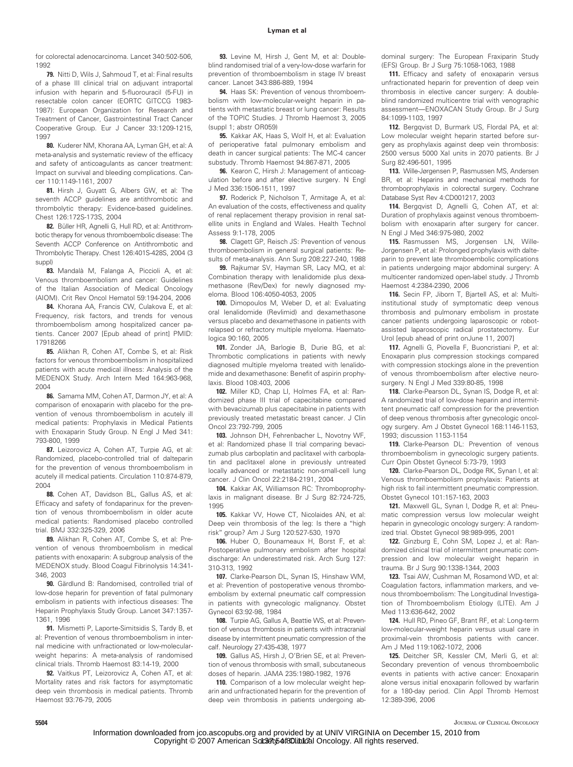for colorectal adenocarcinoma. Lancet 340:502-506, 1992

**79.** Nitti D, Wils J, Sahmoud T, et al: Final results of a phase III clinical trial on adjuvant intraportal infusion with heparin and 5-fluorouracil (5-FU) in resectable colon cancer (EORTC GITCCG 1983-1987): European Organization for Research and Treatment of Cancer, Gastrointestinal Tract Cancer Cooperative Group. Eur J Cancer 33:1209-1215, 1997

**80.** Kuderer NM, Khorana AA, Lyman GH, et al: A meta-analysis and systematic review of the efficacy and safety of anticoagulants as cancer treatment: Impact on survival and bleeding complications. Cancer 110:1149-1161, 2007

**81.** Hirsh J, Guyatt G, Albers GW, et al: The seventh ACCP guidelines are antithrombotic and thrombolytic therapy: Evidence-based guidelines. Chest 126:172S-173S, 2004

**82.** Büller HR, Agnelli G, Hull RD, et al: Antithrombotic therapy for venous thromboembolic disease: The Seventh ACCP Conference on Antithrombotic and Thrombolytic Therapy. Chest 126:401S-428S, 2004 (3 suppl)

**83.** Mandalà M, Falanga A, Piccioli A, et al: Venous thromboembolism and cancer: Guidelines of the Italian Association of Medical Oncology (AIOM). Crit Rev Oncol Hematol 59:194-204, 2006

**84.** Khorana AA, Francis CW, Culakova E, et al: Frequency, risk factors, and trends for venous thromboembolism among hospitalized cancer patients. Cancer 2007 [Epub ahead of print] PMID: 17918266

**85.** Alikhan R, Cohen AT, Combe S, et al: Risk factors for venous thromboembolism in hospitalized patients with acute medical illness: Analysis of the MEDENOX Study. Arch Intern Med 164:963-968, 2004

**86.** Samama MM, Cohen AT, Darmon JY, et al: A comparison of enoxaparin with placebo for the prevention of venous thromboembolism in acutely ill medical patients: Prophylaxis in Medical Patients with Enoxaparin Study Group. N Engl J Med 341: 793-800, 1999

**87.** Leizorovicz A, Cohen AT, Turpie AG, et al: Randomized, placebo-controlled trial of dalteparin for the prevention of venous thromboembolism in acutely ill medical patients. Circulation 110:874-879, 2004

**88.** Cohen AT, Davidson BL, Gallus AS, et al: Efficacy and safety of fondaparinux for the prevention of venous thromboembolism in older acute medical patients: Randomised placebo controlled trial. BMJ 332:325-329, 2006

**89.** Alikhan R, Cohen AT, Combe S, et al: Prevention of venous thromboembolism in medical patients with enoxaparin: A subgroup analysis of the MEDENOX study. Blood Coagul Fibrinolysis 14:341-346, 2003

**90.** Gärdlund B: Randomised, controlled trial of low-dose heparin for prevention of fatal pulmonary embolism in patients with infectious diseases: The Heparin Prophylaxis Study Group. Lancet 347:1357-1361, 1996

**91.** Mismetti P, Laporte-Simitsidis S, Tardy B, et al: Prevention of venous thromboembolism in internal medicine with unfractionated or low-molecular-weight heparins: A meta-analysis of randomised clinical trials. Thromb Haemost 83:14-19, 2000

**92.** Vaitkus PT, Leizorovicz A, Cohen AT, et al: Mortality rates and risk factors for asymptomatic deep vein thrombosis in medical patients. Thromb Haemost 93:76-79, 2005

**93.** Levine M, Hirsh J, Gent M, et al: Double-blind randomised trial of a very-low-dose warfarin for prevention of thromboembolism in stage IV breast cancer. Lancet 343:886-889, 1994

**94.** Haas SK: Prevention of venous thromboembolism with low-molecular-weight heparin in patients with metastatic breast or lung cancer: Results of the TOPIC Studies. J Thromb Haemost 3, 2005 (suppl 1; abstr OR059)

**95.** Kakkar AK, Haas S, Wolf H, et al: Evaluation of perioperative fatal pulmonary embolism and death in cancer surgical patients: The MC-4 cancer substudy. Thromb Haemost 94:867-871, 2005

**96.** Kearon C, Hirsh J: Management of anticoagulation before and after elective surgery. N Engl J Med 336:1506-1511, 1997

**97.** Roderick P, Nicholson T, Armitage A, et al: An evaluation of the costs, effectiveness and quality of renal replacement therapy provision in renal satellite units in England and Wales. Health Technol Assess 9:1-178, 2005

**98.** Clagett GP, Reisch JS: Prevention of venous thromboembolism in general surgical patients: Results of meta-analysis. Ann Surg 208:227-240, 1988

**99.** Rajkumar SV, Hayman SR, Lacy MQ, et al: Combination therapy with lenalidomide plus dexamethasone (Rev/Dex) for newly diagnosed myeloma. Blood 106:4050-4053, 2005

**100.** Dimopoulos M, Weber D, et al: Evaluating oral lenalidomide (Revlimid) and dexamethasone versus placebo and dexamethasone in patients with relapsed or refractory multiple myeloma. Haematologica 90:160, 2005

**101.** Zonder JA, Barlogie B, Durie BG, et al: Thrombotic complications in patients with newly diagnosed multiple myeloma treated with lenalidomide and dexamethasone: Benefit of aspirin prophylaxis. Blood 108:403, 2006

**102.** Miller KD, Chap LI, Holmes FA, et al: Randomized phase III trial of capecitabine compared with bevacizumab plus capecitabine in patients with previously treated metastatic breast cancer. J Clin Oncol 23:792-799, 2005

**103.** Johnson DH, Fehrenbacher L, Novotny WF, et al: Randomized phase II trial comparing bevacizumab plus carboplatin and paclitaxel with carboplatin and paclitaxel alone in previously untreated locally advanced or metastatic non-small-cell lung cancer. J Clin Oncol 22:2184-2191, 2004

**104.** Kakkar AK, Williamson RC: Thromboprophylaxis in malignant disease. Br J Surg 82:724-725, 1995

**105.** Kakkar VV, Howe CT, Nicolaides AN, et al: Deep vein thrombosis of the leg: Is there a "high risk" group? Am J Surg 120:527-530, 1970

**106.** Huber O, Bounameaux H, Borst F, et al: Postoperative pulmonary embolism after hospital discharge: An underestimated risk. Arch Surg 127: 310-313, 1992

**107.** Clarke-Pearson DL, Synan IS, Hinshaw WM, et al: Prevention of postoperative venous thromboembolism by external pneumatic calf compression in patients with gynecologic malignancy. Obstet Gynecol 63:92-98, 1984

**108.** Turpie AG, Gallus A, Beattie WS, et al: Prevention of venous thrombosis in patients with intracranial disease by intermittent pneumatic compression of the calf. Neurology 27:435-438, 1977

**109.** Gallus AS, Hirsh J, O'Brien SE, et al: Prevention of venous thrombosis with small, subcutaneous doses of heparin. JAMA 235:1980-1982, 1976

**110.** Comparison of a low molecular weight heparin and unfractionated heparin for the prevention of deep vein thrombosis in patients undergoing abdominal surgery: The European Fraxiparin Study (EFS) Group. Br J Surg 75:1058-1063, 1988

**111.** Efficacy and safety of enoxaparin versus unfractionated heparin for prevention of deep vein thrombosis in elective cancer surgery: A double-blind randomized multicentre trial with venographic assessment—ENOXACAN Study Group. Br J Surg 84:1099-1103, 1997

**112.** Bergqvist D, Burmark US, Flordal PA, et al: Low molecular weight heparin started before surgery as prophylaxis against deep vein thrombosis: 2500 versus 5000 XaI units in 2070 patients. Br J Surg 82:496-501, 1995

**113.** Wille-Jørgensen P, Rasmussen MS, Andersen BR, et al: Heparins and mechanical methods for thromboprophylaxis in colorectal surgery. Cochrane Database Syst Rev 4:CD001217, 2003

**114.** Bergqvist D, Agnelli G, Cohen AT, et al: Duration of prophylaxis against venous thromboembolism with enoxaparin after surgery for cancer. N Engl J Med 346:975-980, 2002

**115.** Rasmussen MS, Jorgensen LN, Wille-Jorgensen P, et al: Prolonged prophylaxis with dalteparin to prevent late thromboembolic complications in patients undergoing major abdominal surgery: A multicenter randomized open-label study. J Thromb Haemost 4:2384-2390, 2006

**116.** Secin FP, Jiborn T, Bjartell AS, et al: Multi-institutional study of symptomatic deep venous thrombosis and pulmonary embolism in prostate cancer patients undergoing laparoscopic or robot-assisted laparoscopic radical prostatectomy. Eur Urol [epub ahead of print onJune 11, 2007]

**117.** Agnelli G, Piovella F, Buoncristiani P, et al: Enoxaparin plus compression stockings compared with compression stockings alone in the prevention of venous thromboembolism after elective neurosurgery. N Engl J Med 339:80-85, 1998

**118.** Clarke-Pearson DL, Synan IS, Dodge R, et al: A randomized trial of low-dose heparin and intermittent pneumatic calf compression for the prevention of deep venous thrombosis after gynecologic oncology surgery. Am J Obstet Gynecol 168:1146-1153, 1993; discussion 1153-1154

**119.** Clarke-Pearson DL: Prevention of venous thromboembolism in gynecologic surgery patients. Curr Opin Obstet Gynecol 5:73-79, 1993

**120.** Clarke-Pearson DL, Dodge RK, Synan I, et al: Venous thromboembolism prophylaxis: Patients at high risk to fail intermittent pneumatic compression. Obstet Gynecol 101:157-163, 2003

**121.** Maxwell GL, Synan I, Dodge R, et al: Pneumatic compression versus low molecular weight heparin in gynecologic oncology surgery: A randomized trial. Obstet Gynecol 98:989-995, 2001

**122.** Ginzburg E, Cohn SM, Lopez J, et al: Randomized clinical trial of intermittent pneumatic compression and low molecular weight heparin in trauma. Br J Surg 90:1338-1344, 2003

**123.** Tsai AW, Cushman M, Rosamond WD, et al: Coagulation factors, inflammation markers, and venous thromboembolism: The Longitudinal Investigation of Thromboembolism Etiology (LITE). Am J Med 113:636-642, 2002

**124.** Hull RD, Pineo GF, Brant RF, et al: Long-term low-molecular-weight heparin versus usual care in proximal-vein thrombosis patients with cancer. Am J Med 119:1062-1072, 2006

**125.** Deitcher SR, Kessler CM, Merli G, et al: Secondary prevention of venous thromboembolic events in patients with active cancer: Enoxaparin alone versus initial enoxaparin followed by warfarin for a 180-day period. Clin Appl Thromb Hemost 12:389-396, 2006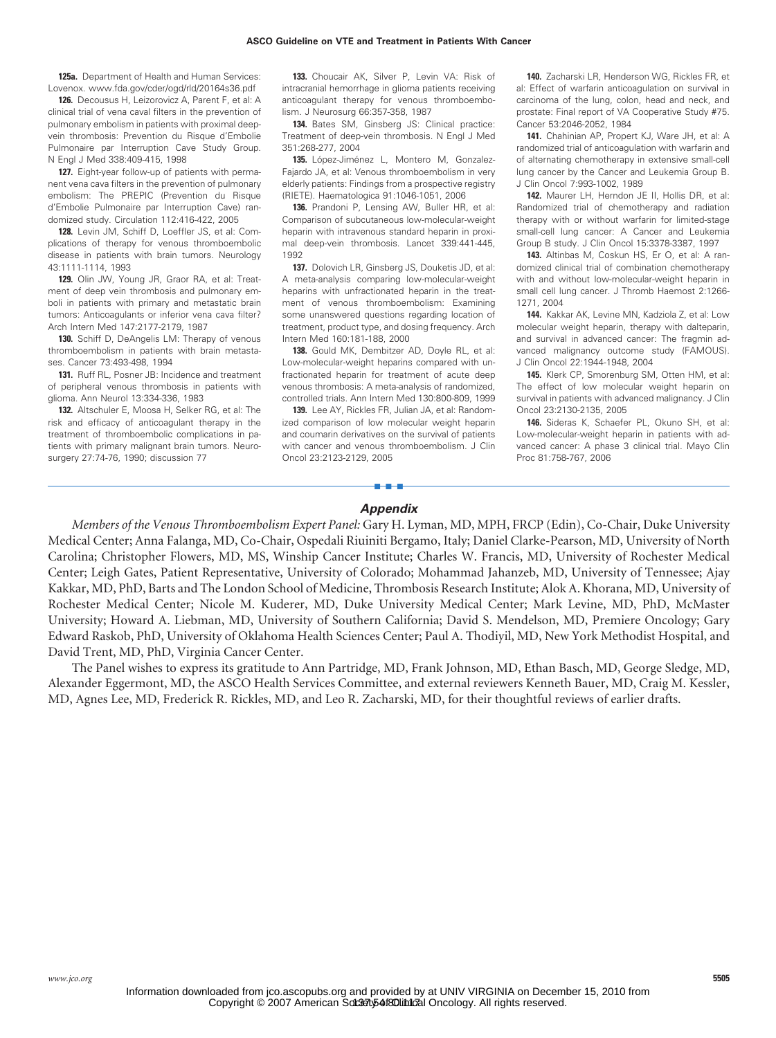**125a.** Department of Health and Human Services: Lovenox. www.fda.gov/cder/ogd/rld/20164s36.pdf

**126.** Decousus H, Leizorovicz A, Parent F, et al: A clinical trial of vena caval filters in the prevention of pulmonary embolism in patients with proximal deep-vein thrombosis: Prevention du Risque d'Embolie Pulmonaire par Interruption Cave Study Group. N Engl J Med 338:409-415, 1998

**127.** Eight-year follow-up of patients with permanent vena cava filters in the prevention of pulmonary embolism: The PREPIC (Prevention du Risque d'Embolie Pulmonaire par Interruption Cave) randomized study. Circulation 112:416-422, 2005

**128.** Levin JM, Schiff D, Loeffler JS, et al: Complications of therapy for venous thromboembolic disease in patients with brain tumors. Neurology 43:1111-1114, 1993

**129.** Olin JW, Young JR, Graor RA, et al: Treatment of deep vein thrombosis and pulmonary emboli in patients with primary and metastatic brain tumors: Anticoagulants or inferior vena cava filter? Arch Intern Med 147:2177-2179, 1987

**130.** Schiff D, DeAngelis LM: Therapy of venous thromboembolism in patients with brain metastases. Cancer 73:493-498, 1994

**131.** Ruff RL, Posner JB: Incidence and treatment of peripheral venous thrombosis in patients with glioma. Ann Neurol 13:334-336, 1983

**132.** Altschuler E, Moosa H, Selker RG, et al: The risk and efficacy of anticoagulant therapy in the treatment of thromboembolic complications in patients with primary malignant brain tumors. Neurosurgery 27:74-76, 1990; discussion 77

**133.** Choucair AK, Silver P, Levin VA: Risk of intracranial hemorrhage in glioma patients receiving anticoagulant therapy for venous thromboembolism. J Neurosurg 66:357-358, 1987

**134.** Bates SM, Ginsberg JS: Clinical practice: Treatment of deep-vein thrombosis. N Engl J Med 351:268-277, 2004

**135.** López-Jiménez L, Montero M, Gonzalez-Fajardo JA, et al: Venous thromboembolism in very elderly patients: Findings from a prospective registry (RIETE). Haematologica 91:1046-1051, 2006

**136.** Prandoni P, Lensing AW, Buller HR, et al: Comparison of subcutaneous low-molecular-weight heparin with intravenous standard heparin in proximal deep-vein thrombosis. Lancet 339:441-445, 1992

**137.** Dolovich LR, Ginsberg JS, Douketis JD, et al: A meta-analysis comparing low-molecular-weight heparins with unfractionated heparin in the treatment of venous thromboembolism: Examining some unanswered questions regarding location of treatment, product type, and dosing frequency. Arch Intern Med 160:181-188, 2000

**138.** Gould MK, Dembitzer AD, Doyle RL, et al: Low-molecular-weight heparins compared with unfractionated heparin for treatment of acute deep venous thrombosis: A meta-analysis of randomized, controlled trials. Ann Intern Med 130:800-809, 1999

**139.** Lee AY, Rickles FR, Julian JA, et al: Randomized comparison of low molecular weight heparin and coumarin derivatives on the survival of patients with cancer and venous thromboembolism. J Clin Oncol 23:2123-2129, 2005

**140.** Zacharski LR, Henderson WG, Rickles FR, et al: Effect of warfarin anticoagulation on survival in carcinoma of the lung, colon, head and neck, and prostate: Final report of VA Cooperative Study #75. Cancer 53:2046-2052, 1984

**141.** Chahinian AP, Propert KJ, Ware JH, et al: A randomized trial of anticoagulation with warfarin and of alternating chemotherapy in extensive small-cell lung cancer by the Cancer and Leukemia Group B. J Clin Oncol 7:993-1002, 1989

**142.** Maurer LH, Herndon JE II, Hollis DR, et al: Randomized trial of chemotherapy and radiation therapy with or without warfarin for limited-stage small-cell lung cancer: A Cancer and Leukemia Group B study. J Clin Oncol 15:3378-3387, 1997

**143.** Altinbas M, Coskun HS, Er O, et al: A randomized clinical trial of combination chemotherapy with and without low-molecular-weight heparin in small cell lung cancer. J Thromb Haemost 2:1266-1271, 2004

**144.** Kakkar AK, Levine MN, Kadziola Z, et al: Low molecular weight heparin, therapy with dalteparin, and survival in advanced cancer: The fragmin advanced malignancy outcome study (FAMOUS). J Clin Oncol 22:1944-1948, 2004

**145.** Klerk CP, Smorenburg SM, Otten HM, et al: The effect of low molecular weight heparin on survival in patients with advanced malignancy. J Clin Oncol 23:2130-2135, 2005

**146.** Sideras K, Schaefer PL, Okuno SH, et al: Low-molecular-weight heparin in patients with advanced cancer: A phase 3 clinical trial. Mayo Clin Proc 81:758-767, 2006

## Appendix

*Members of the Venous Thromboembolism Expert Panel:* Gary H. Lyman, MD, MPH, FRCP (Edin), Co-Chair, Duke University Medical Center; Anna Falanga, MD, Co-Chair, Ospedali Riuniti Bergamo, Italy; Daniel Clarke-Pearson, MD, University of North Carolina; Christopher Flowers, MD, MS, Winship Cancer Institute; Charles W. Francis, MD, University of Rochester Medical Center; Leigh Gates, Patient Representative, University of Colorado; Mohammad Jahanzeb, MD, University of Tennessee; Ajay Kakkar, MD, PhD, Barts and The London School of Medicine, Thrombosis Research Institute; Alok A. Khorana, MD, University of Rochester Medical Center; Nicole M. Kuderer, MD, Duke University Medical Center; Mark Levine, MD, PhD, McMaster University; Howard A. Liebman, MD, University of Southern California; David S. Mendelson, MD, Premiere Oncology; Gary Edward Raskob, PhD, University of Oklahoma Health Sciences Center; Paul A. Thodiyil, MD, New York Methodist Hospital, and David Trent, MD, PhD, Virginia Cancer Center.

The Panel wishes to express its gratitude to Ann Partridge, MD, Frank Johnson, MD, Ethan Basch, MD, George Sledge, MD, Alexander Eggermont, MD, the ASCO Health Services Committee, and external reviewers Kenneth Bauer, MD, Craig M. Kessler, MD, Agnes Lee, MD, Frederick R. Rickles, MD, and Leo R. Zacharski, MD, for their thoughtful reviews of earlier drafts.